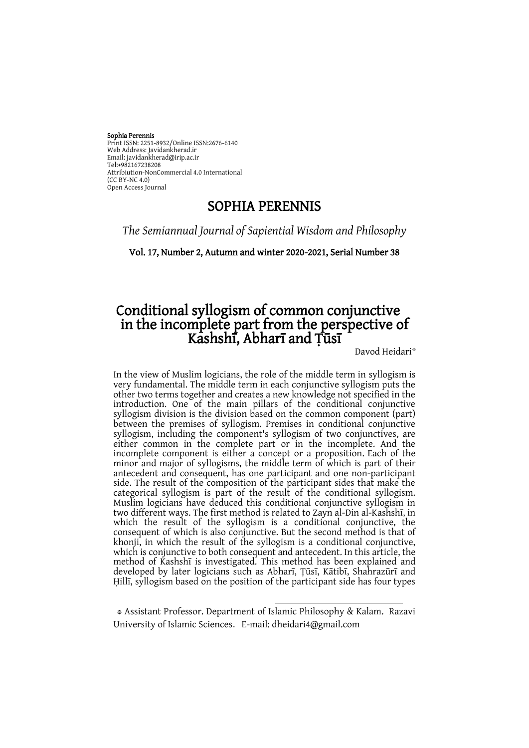**Sophia Perennis**
Print ISSN: 2251-8932/Online ISSN:2676-6140
Web Address: Javidankherad.ir
Email: javidankherad@irip.ac.ir
Tel:+982167238208
Attribiution-NonCommercial 4.0 International
(CC BY-NC 4.0)
Open Access Journal

# SOPHIA PERENNIS

*The Semiannual Journal of Sapiential Wisdom and Philosophy*

**Vol. 17, Number 2, Autumn and winter 2020-2021, Serial Number 38**

# Conditional syllogism of common conjunctive in the incomplete part from the perspective of Kashshī, Abharī and Ṭūsī

Davod Heidari[*]

In the view of Muslim logicians, the role of the middle term in syllogism is very fundamental. The middle term in each conjunctive syllogism puts the other two terms together and creates a new knowledge not specified in the introduction. One of the main pillars of the conditional conjunctive syllogism division is the division based on the common component (part) between the premises of syllogism. Premises in conditional conjunctive syllogism, including the component's syllogism of two conjunctives, are either common in the complete part or in the incomplete. And the incomplete component is either a concept or a proposition. Each of the minor and major of syllogisms, the middle term of which is part of their antecedent and consequent, has one participant and one non-participant side. The result of the composition of the participant sides that make the categorical syllogism is part of the result of the conditional syllogism. Muslim logicians have deduced this conditional conjunctive syllogism in two different ways. The first method is related to Zayn al-Din al-Kashshī, in which the result of the syllogism is a conditional conjunctive, the consequent of which is also conjunctive. But the second method is that of khonji, in which the result of the syllogism is a conditional conjunctive, which is conjunctive to both consequent and antecedent. In this article, the method of Kashshī is investigated. This method has been explained and developed by later logicians such as Abharī, Ṭūsī, Kātibī, Shahrazūrī and Ḥillī, syllogism based on the position of the participant side has four types

[*] Assistant Professor. Department of Islamic Philosophy & Kalam. Razavi University of Islamic Sciences. E-mail: dheidari4@gmail.com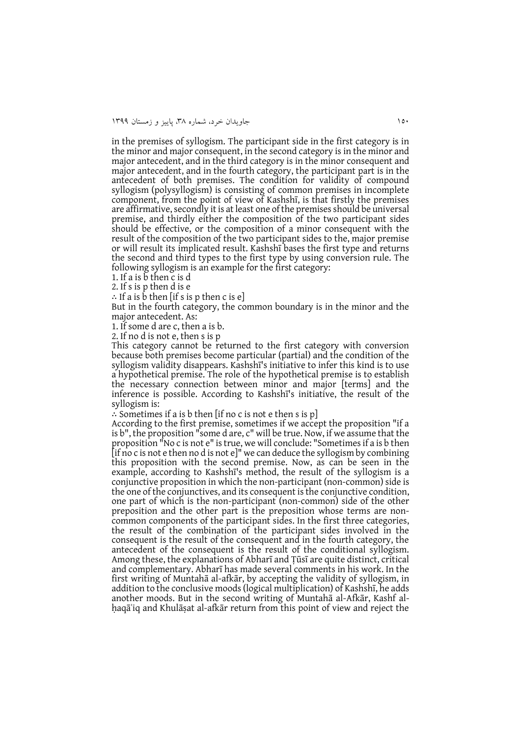in the premises of syllogism. The participant side in the first category is in the minor and major consequent, in the second category is in the minor and major antecedent, and in the third category is in the minor consequent and major antecedent, and in the fourth category, the participant part is in the antecedent of both premises. The condition for validity of compound syllogism (polysyllogism) is consisting of common premises in incomplete component, from the point of view of Kashshī, is that firstly the premises are affirmative, secondly it is at least one of the premises should be universal premise, and thirdly either the composition of the two participant sides should be effective, or the composition of a minor consequent with the result of the composition of the two participant sides to the, major premise or will result its implicated result. Kashshī bases the first type and returns the second and third types to the first type by using conversion rule. The following syllogism is an example for the first category:

1. If a is b then c is d
2. If s is p then d is e

∴ If a is b then [if s is p then c is e]

But in the fourth category, the common boundary is in the minor and the major antecedent. As:

1. If some d are c, then a is b.
2. If no d is not e, then s is p

This category cannot be returned to the first category with conversion because both premises become particular (partial) and the condition of the syllogism validity disappears. Kashshī's initiative to infer this kind is to use a hypothetical premise. The role of the hypothetical premise is to establish the necessary connection between minor and major [terms] and the inference is possible. According to Kashshī's initiative, the result of the syllogism is:

∴ Sometimes if a is b then [if no c is not e then s is p]

According to the first premise, sometimes if we accept the proposition "if a is b", the proposition "some d are, c" will be true. Now, if we assume that the proposition "No c is not e" is true, we will conclude: "Sometimes if a is b then [if no c is not e then no d is not e]" we can deduce the syllogism by combining this proposition with the second premise. Now, as can be seen in the example, according to Kashshī's method, the result of the syllogism is a conjunctive proposition in which the non-participant (non-common) side is the one of the conjunctives, and its consequent is the conjunctive condition, one part of which is the non-participant (non-common) side of the other preposition and the other part is the preposition whose terms are non-common components of the participant sides. In the first three categories, the result of the combination of the participant sides involved in the consequent is the result of the consequent and in the fourth category, the antecedent of the consequent is the result of the conditional syllogism. Among these, the explanations of Abharī and Ṭūsī are quite distinct, critical and complementary. Abharī has made several comments in his work. In the first writing of Muntahā al-afkār, by accepting the validity of syllogism, in addition to the conclusive moods (logical multiplication) of Kashshī, he adds another moods. But in the second writing of Muntahā al-Afkār, Kashf al-ḥaqāʾiq and Khulāṣat al-afkār return from this point of view and reject the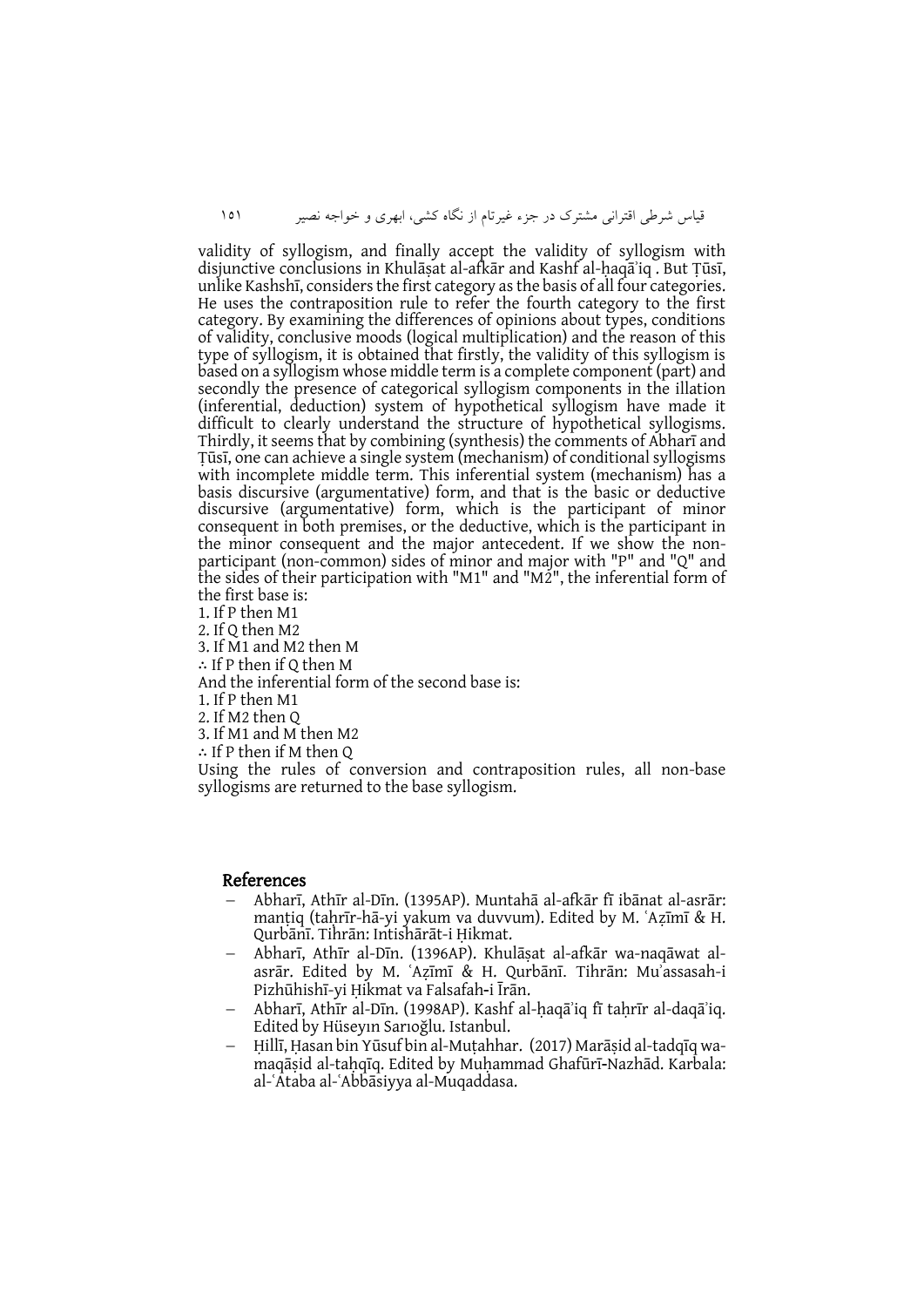validity of syllogism, and finally accept the validity of syllogism with disjunctive conclusions in Khulāṣat al-afkār and Kashf al-ḥaqāʾiq . But Ṭūsī, unlike Kashshī, considers the first category as the basis of all four categories. He uses the contraposition rule to refer the fourth category to the first category. By examining the differences of opinions about types, conditions of validity, conclusive moods (logical multiplication) and the reason of this type of syllogism, it is obtained that firstly, the validity of this syllogism is based on a syllogism whose middle term is a complete component (part) and secondly the presence of categorical syllogism components in the illation (inferential, deduction) system of hypothetical syllogism have made it difficult to clearly understand the structure of hypothetical syllogisms. Thirdly, it seems that by combining (synthesis) the comments of Abharī and Ṭūsī, one can achieve a single system (mechanism) of conditional syllogisms with incomplete middle term. This inferential system (mechanism) has a basis discursive (argumentative) form, and that is the basic or deductive discursive (argumentative) form, which is the participant of minor consequent in both premises, or the deductive, which is the participant in the minor consequent and the major antecedent. If we show the non-participant (non-common) sides of minor and major with "P" and "Q" and the sides of their participation with "M1" and "M2", the inferential form of the first base is:

1. If P then M1
2. If Q then M2
3. If M1 and M2 then M

∴ If P then if Q then M

And the inferential form of the second base is:

1. If P then M1
2. If M2 then Q
3. If M1 and M then M2

∴ If P then if M then Q

Using the rules of conversion and contraposition rules, all non-base syllogisms are returned to the base syllogism.

## References

- Abharī, Athīr al-Dīn. (1395AP). Muntahā al-afkār fī ibānat al-asrār: manṭiq (taḥrīr-hā-yi yakum va duvvum). Edited by M. ʿAẓīmī & H. Qurbānī. Tihrān: Intishārāt-i Ḥikmat.
- Abharī, Athīr al-Dīn. (1396AP). Khulāṣat al-afkār wa-naqāwat al-asrār. Edited by M. ʿAẓīmī & H. Qurbānī. Tihrān: Muʾassasah-i Pizhūhishī-yi Ḥikmat va Falsafah-i Īrān.
- Abharī, Athīr al-Dīn. (1998AP). Kashf al-ḥaqāʾiq fī taḥrīr al-daqāʾiq. Edited by Hüseyın Sarıoğlu. Istanbul.
- Ḥillī, Ḥasan bin Yūsuf bin al-Muṭahhar. (2017) Marāṣid al-tadqīq wa-maqāṣid al-taḥqīq. Edited by Muḥammad Ghafūrī-Nazhād. Karbala: al-ʿAtaba al-ʿAbbāsiyya al-Muqaddasa.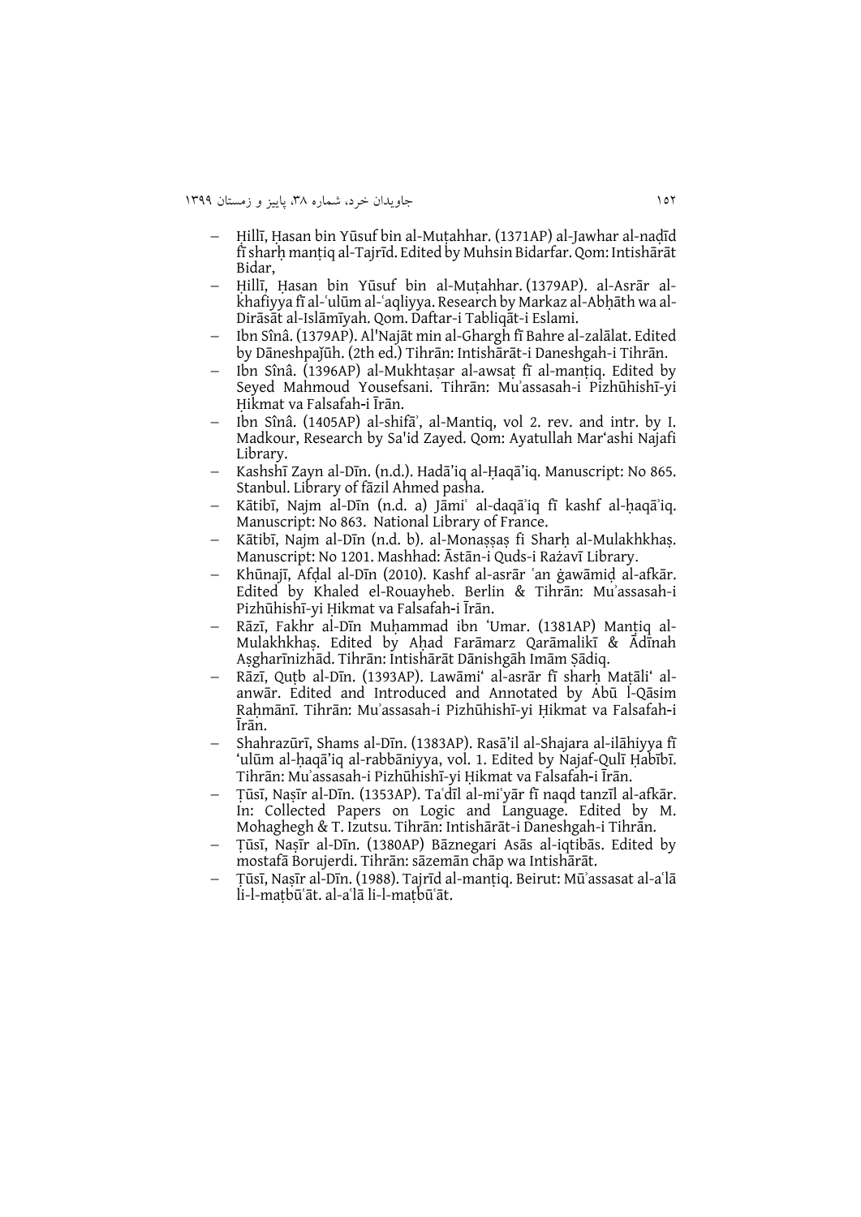- Ḥillī, Ḥasan bin Yūsuf bin al-Muṭahhar. (1371AP) al-Jawhar al-naḍīd fī sharḥ manṭiq al-Tajrīd. Edited by Muhsin Bidarfar. Qom: Intishārāt Bidar,
- Ḥillī, Ḥasan bin Yūsuf bin al-Muṭahhar. (1379AP). al-Asrār al-khafiyya fī al-ʿulūm al-ʿaqliyya. Research by Markaz al-Abḥāth wa al-Dirāsāt al-Islāmīyah. Qom. Daftar-i Tabliqāt-i Eslami.
- Ibn Sînâ. (1379AP). Al'Najāt min al-Ghargh fī Bahre al-zalālat. Edited by Dāneshpaǰūh. (2th ed.) Tihrān: Intishārāt-i Daneshgah-i Tihrān.
- Ibn Sînâ. (1396AP) al-Mukhtaṣar al-awsaṭ fī al-manṭiq. Edited by Seyed Mahmoud Yousefsani. Tihrān: Muʾassasah-i Pizhūhishī-yi Ḥikmat va Falsafah-i Īrān.
- Ibn Sînâ. (1405AP) al-shifāʾ, al-Mantiq, vol 2. rev. and intr. by I. Madkour, Research by Sa'id Zayed. Qom: Ayatullah Mar'ashi Najafi Library.
- Kashshī Zayn al-Dīn. (n.d.). Hadāʾiq al-Ḥaqāʾiq. Manuscript: No 865. Stanbul. Library of fāzil Ahmed pasha.
- Kātibī, Najm al-Dīn (n.d. a) Jāmiʿ al-daqāʾiq fī kashf al-ḥaqāʾiq. Manuscript: No 863. National Library of France.
- Kātibī, Najm al-Dīn (n.d. b). al-Monaṣṣaṣ fi Sharḥ al-Mulakhkhaṣ. Manuscript: No 1201. Mashhad: Āstān-i Quds-i Rażavī Library.
- Khūnajī, Afḍal al-Dīn (2010). Kashf al-asrār ʿan ġawāmiḍ al-afkār. Edited by Khaled el-Rouayheb. Berlin & Tihrān: Muʾassasah-i Pizhūhishī-yi Ḥikmat va Falsafah-i Īrān.
- Rāzī, Fakhr al-Dīn Muḥammad ibn ʿUmar. (1381AP) Manṭiq al-Mulakhkhaṣ. Edited by Aḥad Farāmarz Qarāmalikī & Ādīnah Aṣgharīnizhād. Tihrān: Intishārāt Dānishgāh Imām Ṣādiq.
- Rāzī, Quṭb al-Dīn. (1393AP). Lawāmiʿ al-asrār fī sharḥ Maṭāliʿ al-anwār. Edited and Introduced and Annotated by Abū l-Qāsim Raḥmānī. Tihrān: Muʾassasah-i Pizhūhishī-yi Ḥikmat va Falsafah-i Īrān.
- Shahrazūrī, Shams al-Dīn. (1383AP). Rasāʾil al-Shajara al-ilāhiyya fī ʿulūm al-ḥaqāʾiq al-rabbāniyya, vol. 1. Edited by Najaf-Qulī Ḥabībī. Tihrān: Muʾassasah-i Pizhūhishī-yi Ḥikmat va Falsafah-i Īrān.
- Ṭūsī, Naṣīr al-Dīn. (1353AP). Taʿdīl al-miʿyār fī naqd tanzīl al-afkār. In: Collected Papers on Logic and Language. Edited by M. Mohaghegh & T. Izutsu. Tihrān: Intishārāt-i Daneshgah-i Tihrān.
- Ṭūsī, Naṣīr al-Dīn. (1380AP) Bāznegari Asās al-iqtibās. Edited by mostafā Borujerdi. Tihrān: sāzemān chāp wa Intishārāt.
- Ṭūsī, Naṣīr al-Dīn. (1988). Tajrīd al-manṭiq. Beirut: Mūʾassasat al-aʿlā li-l-maṭbūʿāt. al-aʿlā li-l-maṭbūʿāt.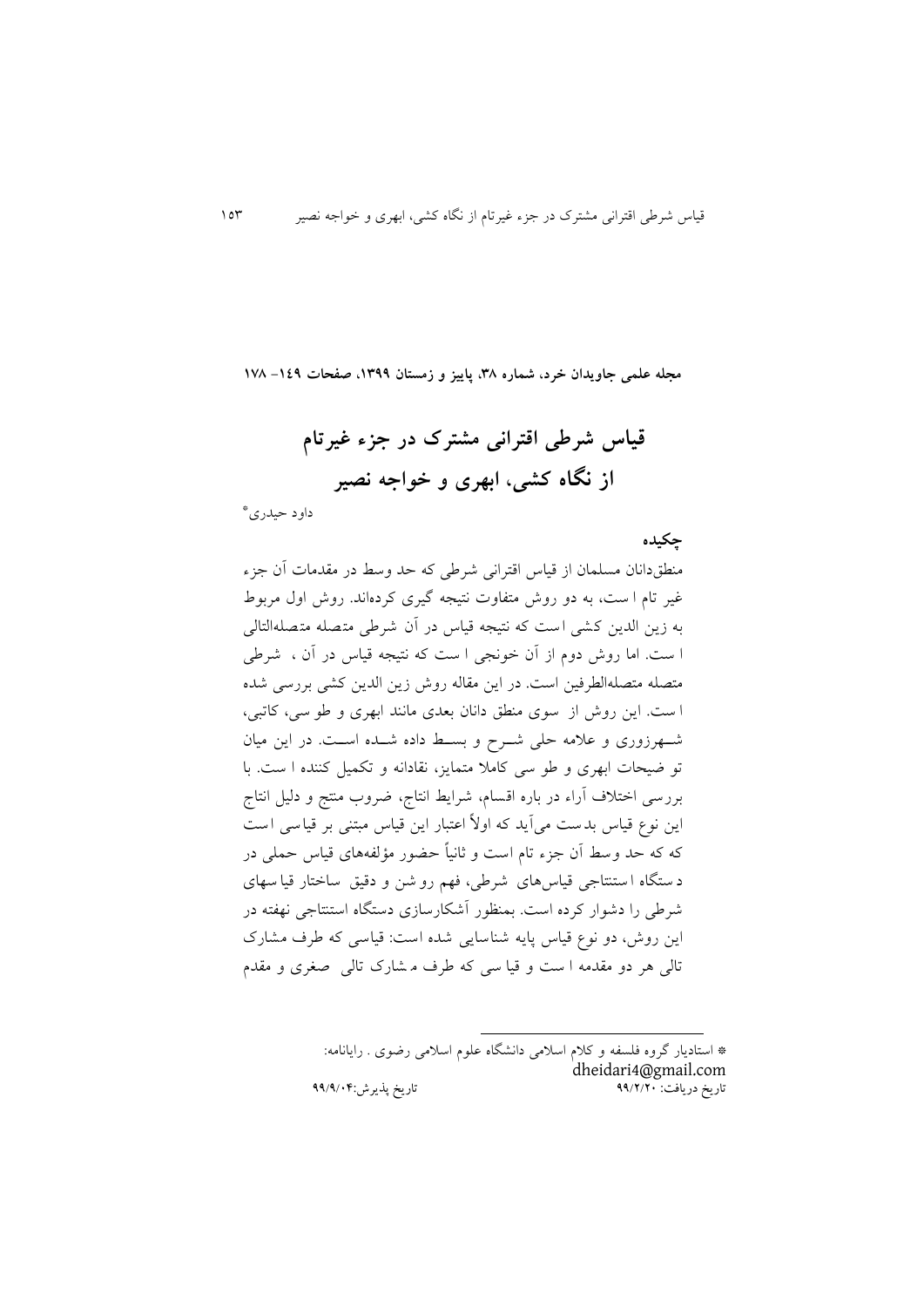مجله علمی جاویدان خرد، شماره ۳۸، پاییز و زمستان ۱۳۹۹، صفحات ۱۴۹– ۱۷۸

# قیاس شرطی اقترانی مشترک در جزء غیرتام از نگاه کشی، ابهری و خواجه نصیر

داود حیدری*

## چکیده

منطق‌دانان مسلمان از قیاس اقترانی شرطی که حد وسط در مقدمات آن جزء غیر تام است، به دو روش متفاوت نتیجه گیری کرده‌اند. روش اول مربوط به زین الدین کشی است که نتیجه قیاس در آن شرطی متصله متصله‌التالی است. اما روش دوم از آن خونجی است که نتیجه قیاس در آن، شرطی متصله متصله‌الطرفین است. در این مقاله روش زین الدین کشی بررسی شده است. این روش از سوی منطق دانان بعدی مانند ابهری و طوسی، کاتبی، شهرزوری و علامه حلی شرح و بسط داده شده است. در این میان توضیحات ابهری و طوسی کاملا متمایز، نقادانه و تکمیل کننده است. با بررسی اختلاف آراء در باره اقسام، شرایط انتاج، ضروب منتج و دلیل انتاج این نوع قیاس بدست می‌آید که اولاً اعتبار این قیاس مبتنی بر قیاسی است که که حد وسط آن جزء تام است و ثانیاً حضور مؤلفه‌های قیاس حملی در دستگاه استنتاجی قیاس‌های شرطی، فهم روشن و دقیق ساختار قیاسهای شرطی را دشوار کرده است. بمنظور آشکارسازی دستگاه استنتاجی نهفته در این روش، دو نوع قیاس پایه شناسایی شده است: قیاسی که طرف مشارک تالی هر دو مقدمه است و قیاسی که طرف مشارک تالی صغری و مقدم

---

* استادیار گروه فلسفه و کلام اسلامی دانشگاه علوم اسلامی رضوی . رایانامه: dheidari4@gmail.com

تاریخ دریافت: ۹۹/۲/۲۰ تاریخ پذیرش:۹۹/۹/۰۴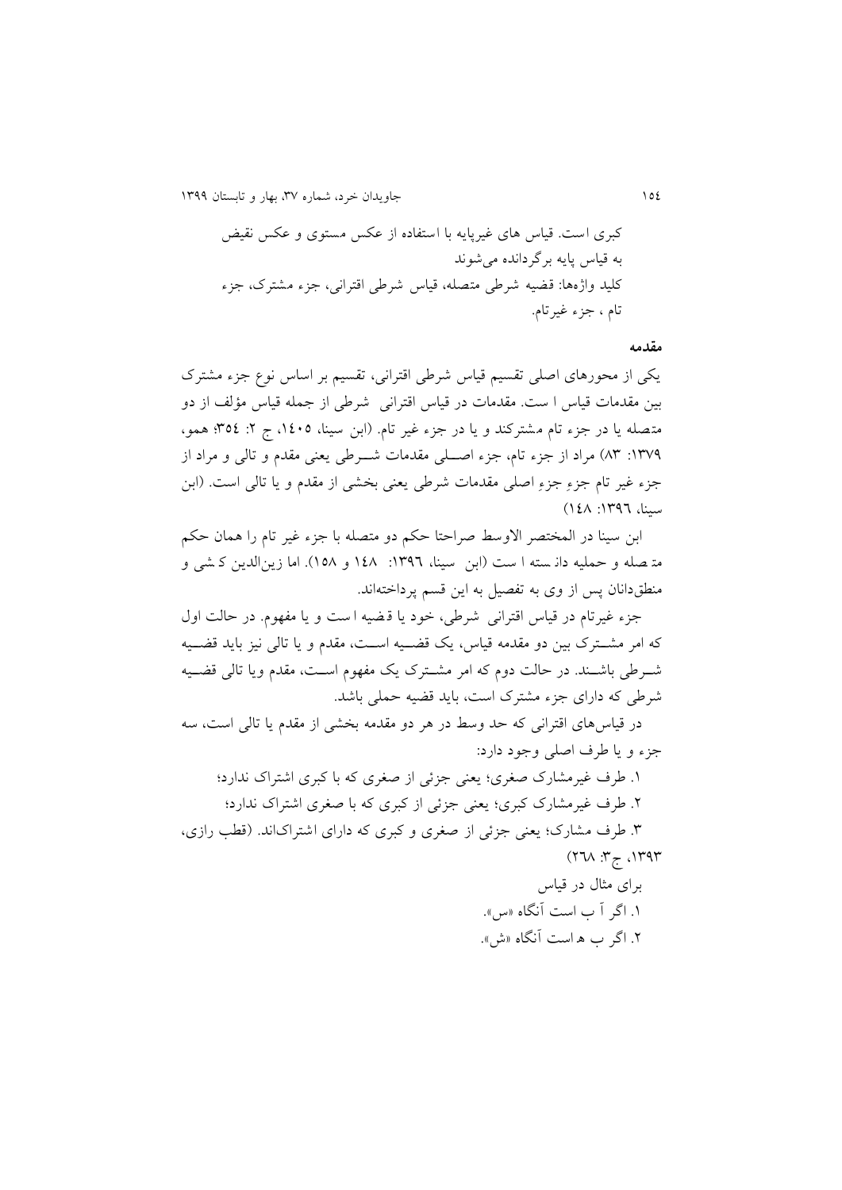کبری است. قیاس های غیرپایه با استفاده از عکس مستوی و عکس نقیض به قیاس پایه برگردانده می‌شوند

کلید واژه‌ها: قضیه شرطی متصله، قیاس شرطی اقترانی، جزء مشترک، جزء تام ، جزء غیرتام.

**مقدمه**

یکی از محورهای اصلی تقسیم قیاس شرطی اقترانی، تقسیم بر اساس نوع جزء مشترک بین مقدمات قیاس است. مقدمات در قیاس اقترانی شرطی از جمله قیاس مؤلف از دو متصله یا در جزء تام مشترکند و یا در جزء غیر تام. (ابن سینا، ١٤٠٥، ج ٢: ٣٥٤؛ همو، ١٣٧٩: ٨٣) مراد از جزء تام، جزء اصلی مقدمات شرطی یعنی مقدم و تالی و مراد از جزء غیر تام جزءِ جزءِ اصلی مقدمات شرطی یعنی بخشی از مقدم و یا تالی است. (ابن سینا، ١٣٩٦: ١٤٨)

ابن سینا در المختصر الاوسط صراحتا حکم دو متصله با جزء غیر تام را همان حکم متصله و حملیه دانسته است (ابن سینا، ١٣٩٦: ١٤٨ و ١٥٨). اما زین‌الدین کشی و منطق‌دانان پس از وی به تفصیل به این قسم پرداخته‌اند.

جزء غیرتام در قیاس اقترانی شرطی، خود یا قضیه است و یا مفهوم. در حالت اول که امر مشترک بین دو مقدمه قیاس، یک قضیه است، مقدم و یا تالی نیز باید قضیه شرطی باشند. در حالت دوم که امر مشترک یک مفهوم است، مقدم ویا تالی قضیه شرطی که دارای جزء مشترک است، باید قضیه حملی باشد.

در قیاس‌های اقترانی که حد وسط در هر دو مقدمه بخشی از مقدم یا تالی است، سه جزء و یا طرف اصلی وجود دارد:

١. طرف غیرمشارک صغری؛ یعنی جزئی از صغری که با کبری اشتراک ندارد؛

٢. طرف غیرمشارک کبری؛ یعنی جزئی از کبری که با صغری اشتراک ندارد؛

٣. طرف مشارک؛ یعنی جزئی از صغری و کبری که دارای اشتراک‌اند. (قطب رازی، ١٣٩٣، ج٣: ٢٦٨)

برای مثال در قیاس

١. اگر آ ب است آنگاه «س».

٢. اگر ب ه است آنگاه «ش».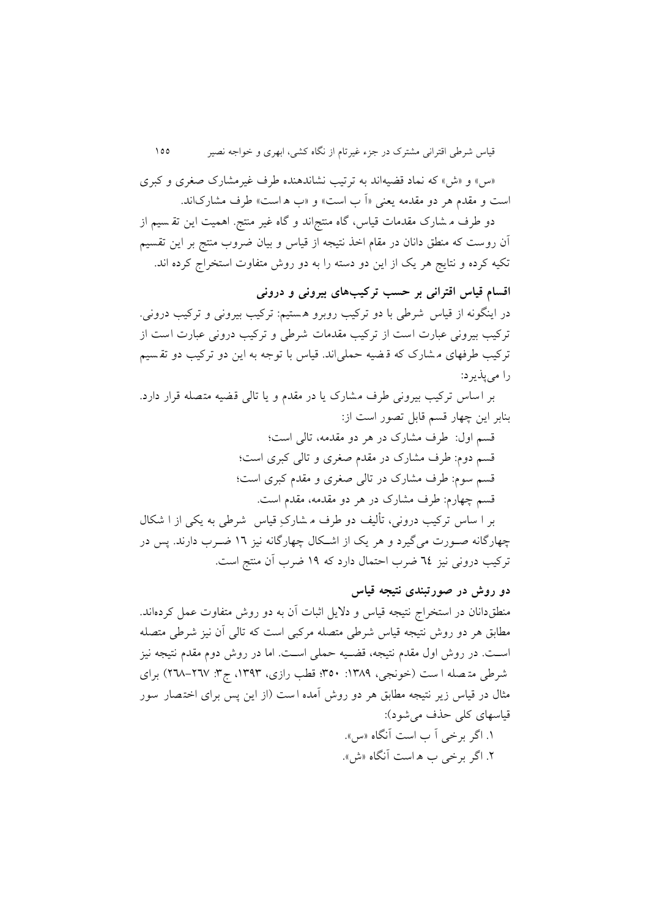«س» و «ش» که نماد قضیه‌اند به ترتیب نشاندهنده طرف غیرمشارک صغری و کبری است و مقدم هر دو مقدمه یعنی «آ ب است» و «ب ه است» طرف مشارک‌اند.

دو طرف مشارک مقدمات قیاس، گاه منتج‌اند و گاه غیر منتج. اهمیت این تقسیم از آن روست که منطق دانان در مقام اخذ نتیجه از قیاس و بیان ضروب منتج بر این تقسیم تکیه کرده و نتایج هر یک از این دو دسته را به دو روش متفاوت استخراج کرده اند.

## اقسام قیاس اقترانی بر حسب ترکیب‌های بیرونی و درونی

در اینگونه از قیاس شرطی با دو ترکیب روبرو هستیم: ترکیب بیرونی و ترکیب درونی. ترکیب بیرونی عبارت است از ترکیب مقدمات شرطی و ترکیب درونی عبارت است از ترکیب طرفهای مشارک که قضیه حملی‌اند. قیاس با توجه به این دو ترکیب دو تقسیم را می‌پذیرد:

بر اساس ترکیب بیرونی طرف مشارک یا در مقدم و یا تالی قضیه متصله قرار دارد. بنابر این چهار قسم قابل تصور است از:

قسم اول: طرف مشارک در هر دو مقدمه، تالی است؛

قسم دوم: طرف مشارک در مقدم صغری و تالی کبری است؛

قسم سوم: طرف مشارک در تالی صغری و مقدم کبری است؛

قسم چهارم: طرف مشارک در هر دو مقدمه، مقدم است.

بر اساس ترکیب درونی، تألیف دو طرف مشارکِ قیاس شرطی به یکی از اشکال چهارگانه صورت می‌گیرد و هر یک از اشکال چهارگانه نیز ١٦ ضرب دارند. پس در ترکیب درونی نیز ٦٤ ضرب احتمال دارد که ١٩ ضرب آن منتج است.

## دو روش در صورتبندی نتیجه قیاس

منطق‌دانان در استخراج نتیجه قیاس و دلایل اثبات آن به دو روش متفاوت عمل کرده‌اند. مطابق هر دو روش نتیجه قیاس شرطی متصله مرکبی است که تالی آن نیز شرطی متصله است. در روش اول مقدم نتیجه، قضیه حملی است. اما در روش دوم مقدم نتیجه نیز شرطی متصله است (خونجی، ١٣٨٩: ٣٥٠؛ قطب رازی، ١٣٩٣، ج٣: ٢٦٧-٢٦٨) برای مثال در قیاس زیر نتیجه مطابق هر دو روش آمده است (از این پس برای اختصار سور قیاسهای کلی حذف می‌شود):

١. اگر برخی آ ب است آنگاه «س».

٢. اگر برخی ب ه است آنگاه «ش».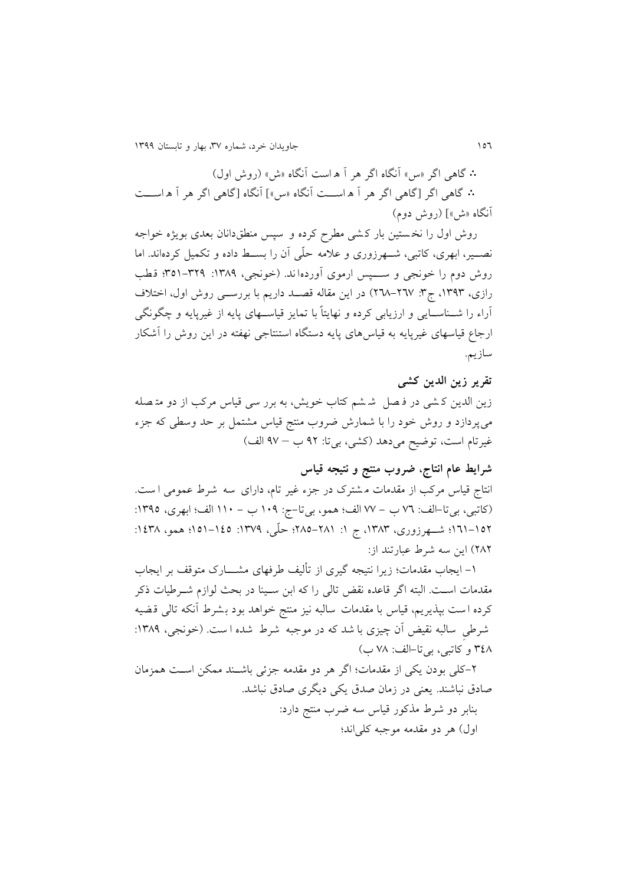∴ گاهی اگر «س» آنگاه اگر هر آ ه است آنگاه «ش» (روش اول)

∴ گاهی اگر [گاهی اگر هر آ ه اســـت آنگاه «س»] آنگاه [گاهی اگر هر آ ه اســـت آنگاه «ش»] (روش دوم)

روش اول را نخستین بار کشی مطرح کرده و سپس منطق‌دانان بعدی بویژه خواجه نصــیر، ابهری، کاتبی، شــهرزوری و علامه حلّی آن را بســط داده و تکمیل کرده‌اند. اما روش دوم را خونجی و ســـپس ارموی آورده‌اند. (خونجی، ۱۳۸۹: ۳۲۹–۳۵۱؛ قطب رازی، ۱۳۹۳، ج۳: ۲۶۷–۲۶۸) در این مقاله قصــد داریم با بررســی روش اول، اختلاف آراء را شـــناســـایی و ارزیابی کرده و نهایتاً با تمایز قیاســـهای پایه از غیرپایه و چگونگی ارجاع قیاسهای غیرپایه به قیاس‌های پایه دستگاه استنتاجی نهفته در این روش را آشکار سازیم.

## تقریر زین الدین کشی

زین الدین کشی در فصل ششم کتاب خویش، به بررسی قیاس مرکب از دو متصله می‌پردازد و روش خود را با شمارش ضروب منتج قیاس مشتمل بر حد وسطی که جزء غیرتام است، توضیح می‌دهد (کشی، بی‌تا: ۹۲ ب – ۹۷ الف)

## شرایط عام انتاج، ضروب منتج و نتیجه قیاس

انتاج قیاس مرکب از مقدمات مشترک در جزء غیر تام، دارای سه شرط عمومی است. (کاتبی، بی‌تا–الف: ۷۶ ب – ۷۷ الف؛ همو، بی‌تا–ج: ۱۰۹ ب – ۱۱۰ الف؛ ابهری، ۱۳۹۵: ۱۵۲–۱۶۱؛ شــهرزوری، ۱۳۸۳، ج ۱: ۲۸۱–۲۸۵؛ حلّی، ۱۳۷۹: ۱۴۵–۱۵۱؛ همو، ۱۴۳۸: ۲۸۲) این سه شرط عبارتند از:

۱- ایجاب مقدمات؛ زیرا نتیجه گیری از تألیف طرفهای مشـــارک متوقف بر ایجاب مقدمات اســت. البته اگر قاعده نقض تالی را که ابن ســینا در بحث لوازم شــرطیات ذکر کرده است بپذیریم، قیاس با مقدمات سالبه نیز منتج خواهد بود بشرط آنکه تالی قضیه شرطیِ سالبه نقیض آن چیزی باشد که در موجبه شرط شده است. (خونجی، ۱۳۸۹: ۳۴۸ و کاتبی، بی‌تا–الف: ۷۸ ب)

۲-کلی بودن یکی از مقدمات؛ اگر هر دو مقدمه جزئی باشــند ممکن اســت همزمان صادق نباشند. یعنی در زمان صدق یکی دیگری صادق نباشد.

بنابر دو شرط مذکور قیاس سه ضرب منتج دارد:

اول) هر دو مقدمه موجبه کلی‌اند؛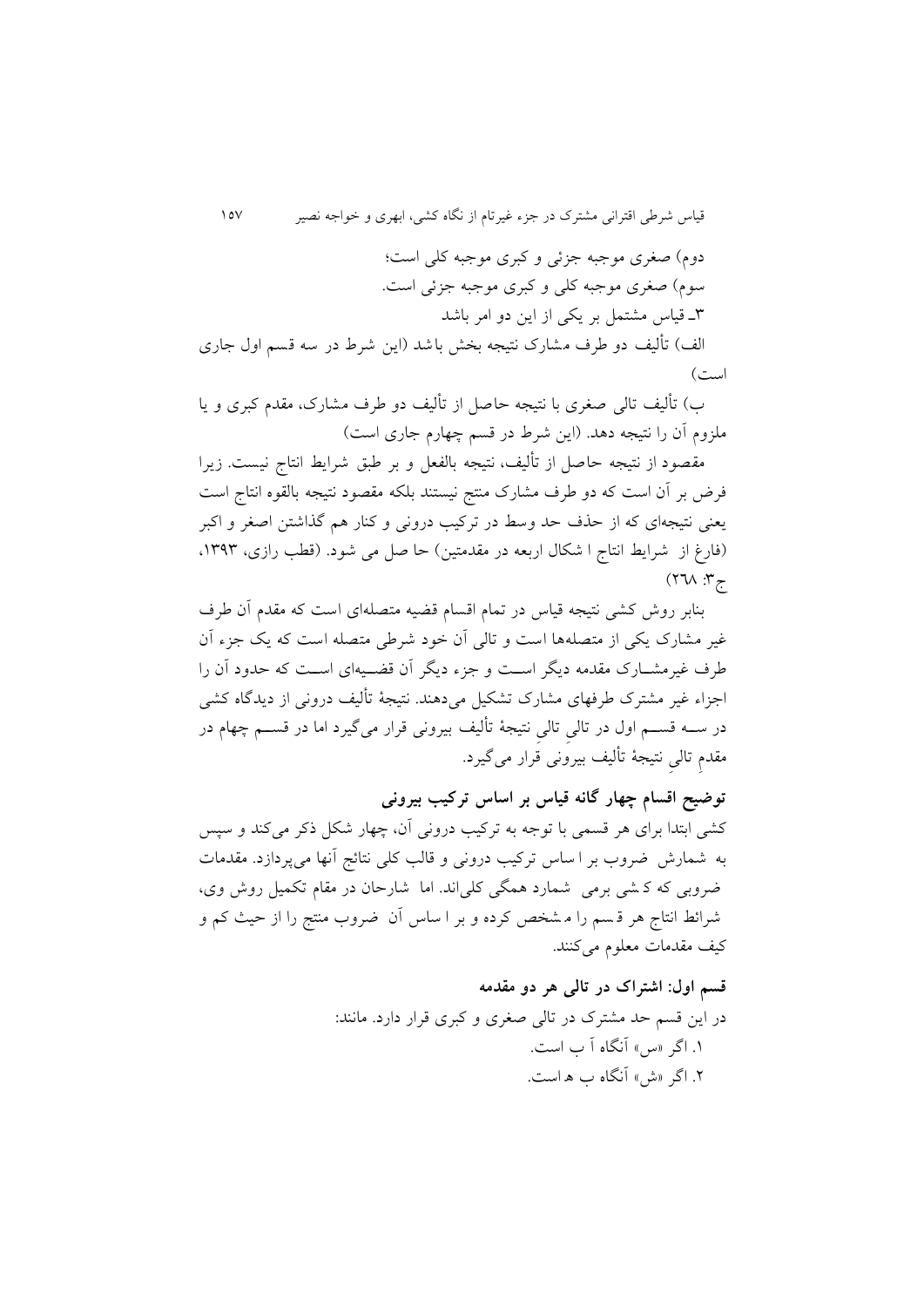دوم) صغری موجبه جزئی و کبری موجبه کلی است؛

سوم) صغری موجبه کلی و کبری موجبه جزئی است.

۳ـ قیاس مشتمل بر یکی از این دو امر باشد

الف) تألیف دو طرف مشارک نتیجه بخش باشد (این شرط در سه قسم اول جاری است)

ب) تألیف تالی صغری با نتیجه حاصل از تألیف دو طرف مشارک، مقدم کبری و یا ملزوم آن را نتیجه دهد. (این شرط در قسم چهارم جاری است)

مقصود از نتیجه حاصل از تألیف، نتیجه بالفعل و بر طبق شرایط انتاج نیست. زیرا فرض بر آن است که دو طرف مشارک منتج نیستند بلکه مقصود نتیجه بالقوه انتاج است یعنی نتیجه‌ای که از حذف حد وسط در ترکیب درونی و کنار هم گذاشتن اصغر و اکبر (فارغ از شرایط انتاج اشکال اربعه در مقدمتین) حاصل می شود. (قطب رازی، ۱۳۹۳، ج۳: ۲٦۸)

بنابر روش کشی نتیجه قیاس در تمام اقسام قضیه متصله‌ای است که مقدم آن طرف غیر مشارک یکی از متصله‌ها است و تالی آن خود شرطی متصله است که یک جزء آن طرف غیرمشارک مقدمه دیگر است و جزء دیگر آن قضیه‌ای است که حدود آن را اجزاء غیر مشترک طرفهای مشارک تشکیل می‌دهند. نتیجهٔ تألیف درونی از دیدگاه کشی در سه قسم اول در تالیِ تالیِ نتیجهٔ تألیف بیرونی قرار می‌گیرد اما در قسم چهام در مقدمِ تالیِ نتیجهٔ تألیف بیرونی قرار می‌گیرد.

### توضیح اقسام چهار گانه قیاس بر اساس ترکیب بیرونی

کشی ابتدا برای هر قسمی با توجه به ترکیب درونی آن، چهار شکل ذکر می‌کند و سپس به شمارش ضروب بر اساس ترکیب درونی و قالب کلی نتائج آنها می‌پردازد. مقدمات ضروبی که کشی برمی شمارد همگی کلی‌اند. اما شارحان در مقام تکمیل روش وی، شرائط انتاج هر قسم را مشخص کرده و بر اساس آن ضروب منتج را از حیث کم و کیف مقدمات معلوم می‌کنند.

### قسم اول: اشتراک در تالی هر دو مقدمه

در این قسم حد مشترک در تالی صغری و کبری قرار دارد. مانند:

۱. اگر «س» آنگاه اَ ب است.

۲. اگر «ش» آنگاه ب ه است.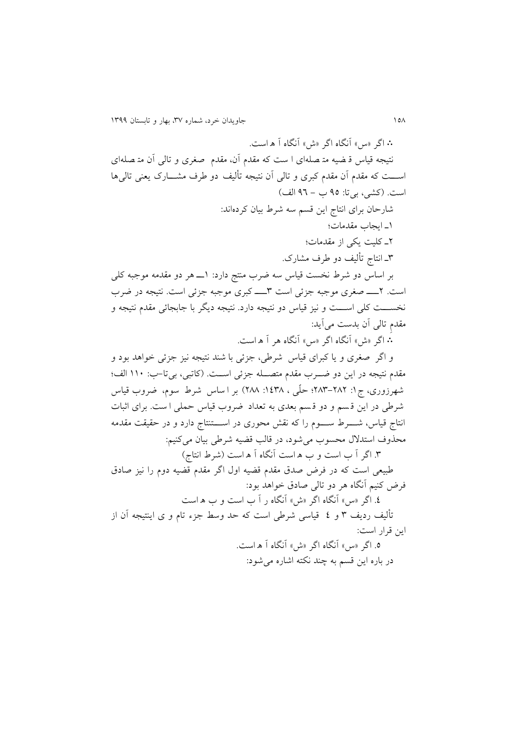∴ اگر «س» آنگاه اگر «ش» آنگاه آ ه است.

نتیجه قیاس قضیه متصله‌ای است که مقدم آن، مقدم صغری و تالی آن متصله‌ای است که مقدم آن مقدم کبری و تالی آن نتیجه تألیف دو طرف مشارک یعنی تالی‌ها است. (کشی، بی‌تا: ۹۵ ب – ۹۶ الف)

شارحان برای انتاج این قسم سه شرط بیان کرده‌اند:

۱ـ ایجاب مقدمات؛

۲ـ کلیت یکی از مقدمات؛

۳ـ انتاج تألیف دو طرف مشارک.

بر اساس دو شرط نخست قیاس سه ضرب منتج دارد: ۱ـ هر دو مقدمه موجبه کلی است. ۲ـ صغری موجبه جزئی است ۳ـ کبری موجبه جزئی است. نتیجه در ضرب نخست کلی است و نیز قیاس دو نتیجه دارد. نتیجه دیگر با جابجائی مقدم نتیجه و مقدمِ تالی آن بدست می‌آید:

∴ اگر «ش» آنگاه اگر «س» آنگاه هر آ ه است.

و اگر صغری و یا کبرای قیاس شرطی، جزئی باشند نتیجه نیز جزئی خواهد بود و مقدم نتیجه در این دو ضرب مقدم متصله جزئی است. (کاتبی، بی‌تا–ب: ۱۱۰ الف؛ شهرزوری، ج۱: ۲۸۲–۲۸۳؛ حلّی، ۱۴۳۸: ۲۸۸) بر اساس شرط سوم، ضروب قیاس شرطی در این قسم و دو قسم بعدی به تعداد ضروب قیاس حملی است. برای اثبات انتاج قیاس، شرط سوم را که نقش محوری در استنتاج دارد و در حقیقت مقدمه محذوف استدلال محسوب می‌شود، در قالب قضیه شرطی بیان می‌کنیم:

۳. اگر آ ب است و ب ه است آنگاه آ ه است (شرط انتاج)

طبیعی است که در فرض صدق مقدم قضیه اول اگر مقدم قضیه دوم را نیز صادق فرض کنیم آنگاه هر دو تالی صادق خواهد بود:

٤. اگر «س» آنگاه اگر «ش» آنگاه ر آ ب است و ب ه است

تألیف ردیف ۳ و ٤ قیاسی شرطی است که حد وسط جزء تام و ی اینتیجه آن از این قرار است:

۵. اگر «س» آنگاه اگر «ش» آنگاه آ ه است.

در باره این قسم به چند نکته اشاره می‌شود: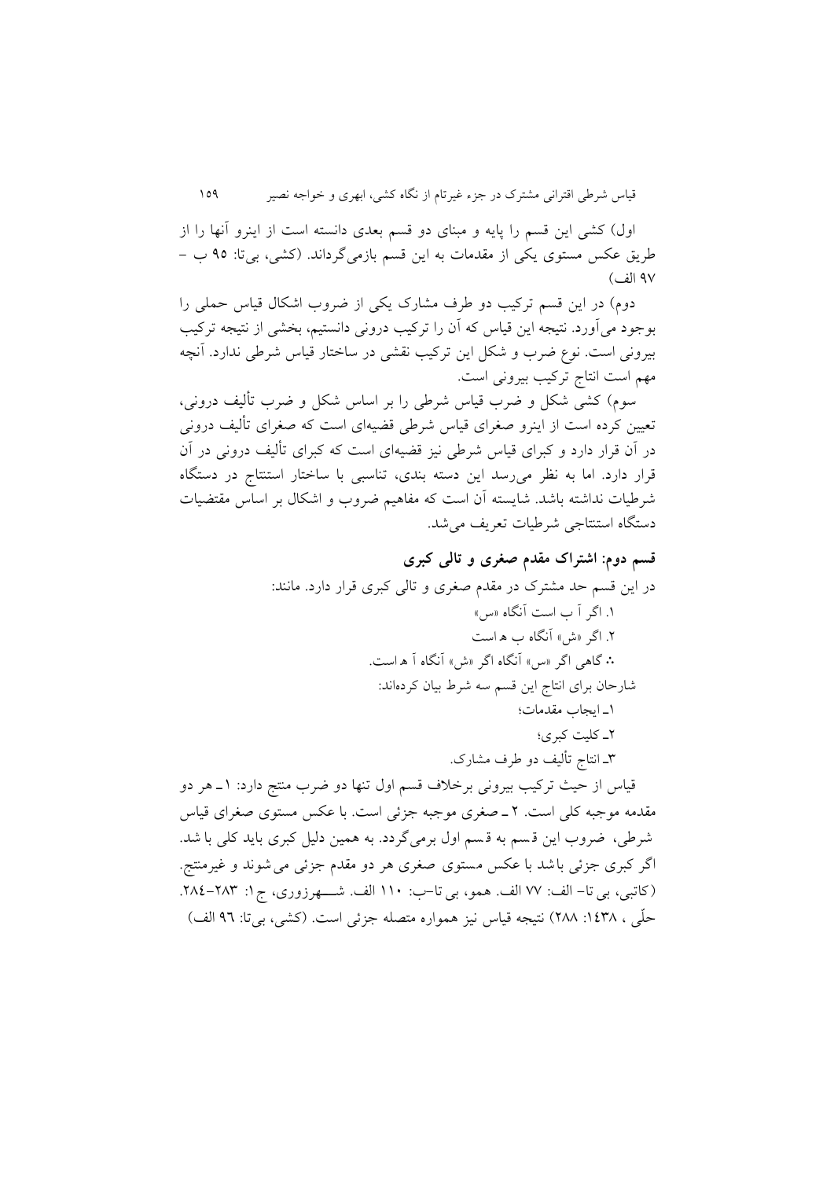اول) کشی این قسم را پایه و مبنای دو قسم بعدی دانسته است از اینرو آنها را از طریق عکس مستوی یکی از مقدمات به این قسم بازمی‌گرداند. (کشی، بی‌تا: ۹۵ ب – ۹۷ الف)

دوم) در این قسم ترکیب دو طرف مشارک یکی از ضروب اشکال قیاس حملی را بوجود می‌آورد. نتیجه این قیاس که آن را ترکیب درونی دانستیم، بخشی از نتیجه ترکیب بیرونی است. نوع ضرب و شکل این ترکیب نقشی در ساختار قیاس شرطی ندارد. آنچه مهم است انتاج ترکیب بیرونی است.

سوم) کشی شکل و ضرب قیاس شرطی را بر اساس شکل و ضرب تألیف درونی، تعیین کرده است از اینرو صغرای قیاس شرطی قضیه‌ای است که صغرای تألیف درونی در آن قرار دارد و کبرای قیاس شرطی نیز قضیه‌ای است که کبرای تألیف درونی در آن قرار دارد. اما به نظر می‌رسد این دسته بندی، تناسبی با ساختار استنتاج در دستگاه شرطیات نداشته باشد. شایسته آن است که مفاهیم ضروب و اشکال بر اساس مقتضیات دستگاه استنتاجی شرطیات تعریف می‌شد.

## قسم دوم: اشتراک مقدم صغری و تالی کبری

در این قسم حد مشترک در مقدم صغری و تالی کبری قرار دارد. مانند:

۱. اگر آ ب است آنگاه «س»
۲. اگر «ش» آنگاه ب ه است
∴ گاهی اگر «س» آنگاه اگر «ش» آنگاه آ ه است.

شارحان برای انتاج این قسم سه شرط بیان کرده‌اند:

۱ـ ایجاب مقدمات؛
۲ـ کلیت کبری؛
۳ـ انتاج تألیف دو طرف مشارک.

قیاس از حیث ترکیب بیرونی برخلاف قسم اول تنها دو ضرب منتج دارد: ۱ـ هر دو مقدمه موجبه کلی است. ۲ـ صغری موجبه جزئی است. با عکس مستوی صغرای قیاس شرطی، ضروب این قسم به قسم اول برمی‌گردد. به همین دلیل کبری باید کلی باشد. اگر کبری جزئی باشد با عکس مستوی صغری هر دو مقدم جزئی می‌شوند و غیرمنتج. (کاتبی، بی تا– الف: ۷۷ الف. همو، بی تا–ب: ۱۱۰ الف. شـــهرزوری، ج ۱: ۲۸۳–۲۸٤. حلّی ، ١٤٣٨: ٢٨٨) نتیجه قیاس نیز همواره متصله جزئی است. (کشی، بی‌تا: ٩٦ الف)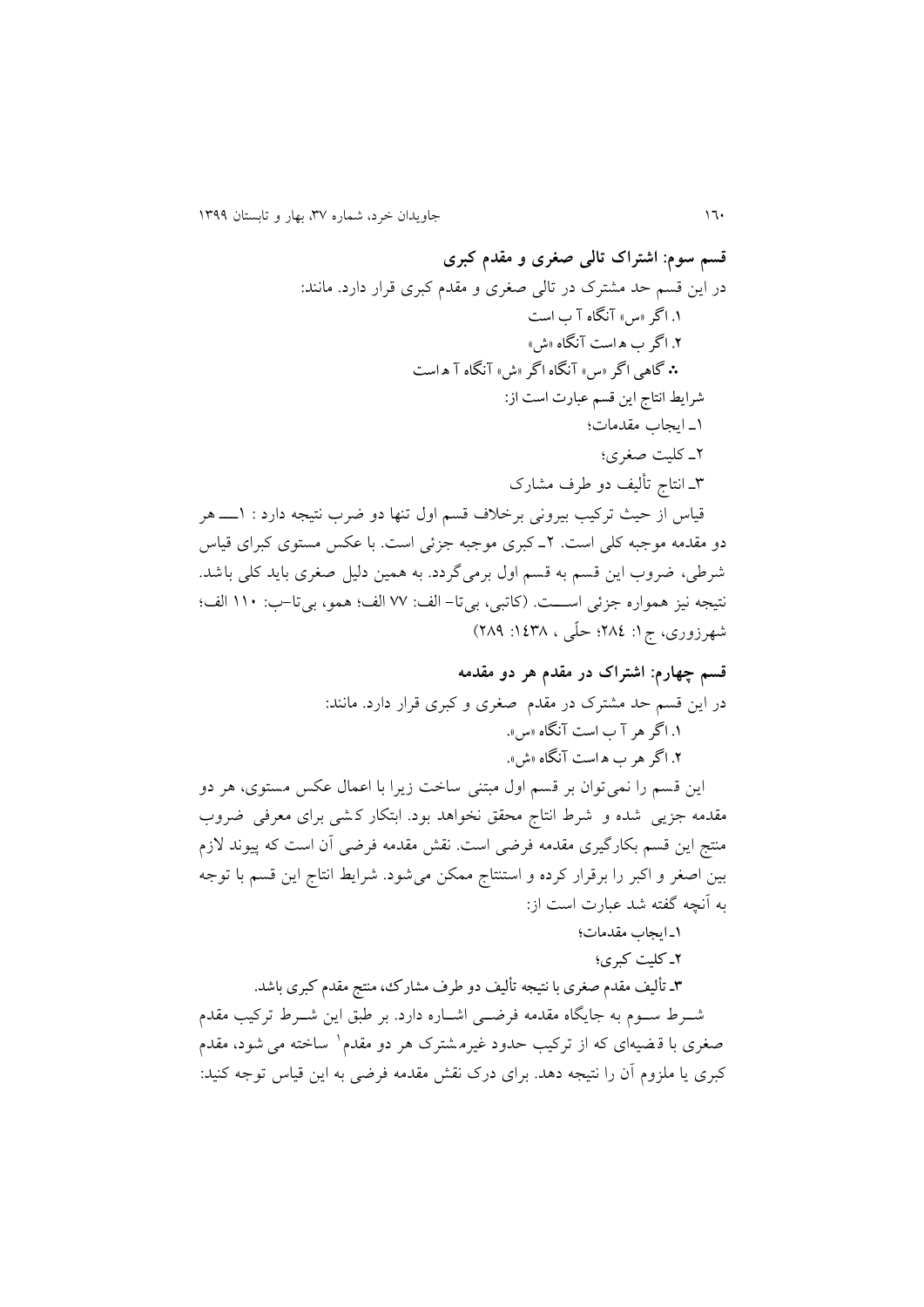**قسم سوم: اشتراک تالی صغری و مقدم کبری**

در این قسم حد مشترک در تالی صغری و مقدم کبری قرار دارد. مانند:

۱. اگر «س» آنگاه آ ب است

۲. اگر ب ه است آنگاه «ش»

∴ گاهی اگر «س» آنگاه اگر «ش» آنگاه آ ه است

شرایط انتاج این قسم عبارت است از:

۱ـ ایجاب مقدمات؛

۲ـ کلیت صغری؛

۳ـ انتاج تألیف دو طرف مشارک

قیاس از حیث ترکیب بیرونی برخلاف قسم اول تنها دو ضرب نتیجه دارد : ۱ــــ هر دو مقدمه موجبه کلی است. ۲ـ کبری موجبه جزئی است. با عکس مستوی کبرای قیاس شرطی، ضروب این قسم به قسم اول برمی‌گردد. به همین دلیل صغری باید کلی باشد. نتیجه نیز همواره جزئی اســـت. (کاتبی، بی‌تا– الف: ۷۷ الف؛ همو، بی‌تا–ب: ۱۱۰ الف؛ شهرزوری، ج ۱: ۲۸٤؛ حلّی ، ۱٤۳۸: ۲۸۹)

**قسم چهارم: اشتراک در مقدم هر دو مقدمه**

در این قسم حد مشترک در مقدم صغری و کبری قرار دارد. مانند:

۱. اگر هر آ ب است آنگاه «س».

۲. اگر هر ب ه است آنگاه «ش».

این قسم را نمی‌توان بر قسم اول مبتنی ساخت زیرا با اعمال عکس مستوی، هر دو مقدمه جزیی شده و شرط انتاج محقق نخواهد بود. ابتکار کشی برای معرفی ضروب منتج این قسم بکارگیری مقدمه فرضی است. نقش مقدمه فرضی آن است که پیوند لازم بین اصغر و اکبر را برقرار کرده و استنتاج ممکن می‌شود. شرایط انتاج این قسم با توجه به آنچه گفته شد عبارت است از:

۱ـ ایجاب مقدمات؛

۲ـ کلیت کبری؛

۳ـ تألیف مقدم صغری با نتیجه تألیف دو طرف مشارک، منتج مقدم کبری باشد.

شــرط ســوم به جایگاه مقدمه فرضــی اشــاره دارد. بر طبق این شــرط ترکیب مقدم صغری با قضیه‌ای که از ترکیب حدود غیرمشترک هر دو مقدم[1] ساخته می شود، مقدم کبری یا ملزوم آن را نتیجه دهد. برای درک نقش مقدمه فرضی به این قیاس توجه کنید: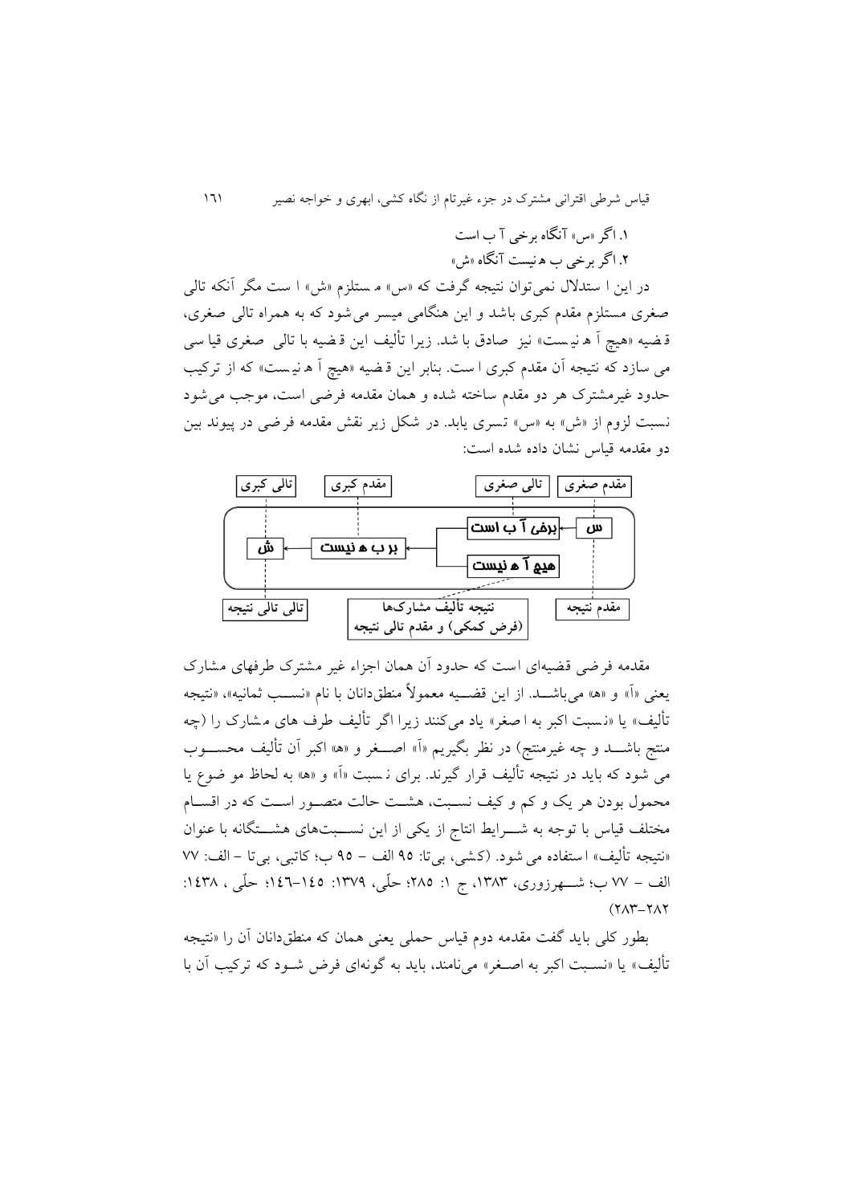۱. اگر «س» آنگاه برخی آ ب است
۲. اگر برخی ب ه نیست آنگاه «ش»

در این استدلال نمی‌توان نتیجه گرفت که «س» مستلزم «ش» است مگر آنکه تالی صغری مستلزم مقدم کبری باشد و این هنگامی میسر می‌شود که به همراه تالی صغری، قضیه «هیچ آ ه نیست» نیز صادق باشد. زیرا تألیف این قضیه با تالی صغری قیاسی می سازد که نتیجه آن مقدم کبری است. بنابر این قضیه «هیچ آ ه نیست» که از ترکیب حدود غیرمشترک هر دو مقدم ساخته شده و همان مقدمه فرضی است، موجب می‌شود نسبت لزوم از «ش» به «س» تسری یابد. در شکل زیر نقش مقدمه فرضی در پیوند بین دو مقدمه قیاس نشان داده شده است:

| تالی کبری | مقدم کبری | تالی صغری | مقدم صغری |
|---|---|---|---|
| ش ← | بر ب ه نیست ← | برخی آ ب است / هیچ آ ه نیست | ← س |
| تالی تالی نتیجه | | نتیجه تألیف مشارک‌ها (فرض کمکی) و مقدم تالی نتیجه | مقدم نتیجه |

مقدمه فرضی قضیه‌ای است که حدود آن همان اجزاء غیر مشترک طرفهای مشارک یعنی «آ» و «ه» می‌باشد. از این قضیه معمولاً منطق‌دانان با نام «نسب ثمانیه»، «نتیجه تألیف» یا «نسبت اکبر به اصغر» یاد می‌کنند زیرا اگر تألیف طرف های مشارک را (چه منتج باشد و چه غیرمنتج) در نظر بگیریم «آ» اصغر و «ه» اکبر آن تألیف محسوب می شود که باید در نتیجه تألیف قرار گیرند. برای نسبت «آ» و «ه» به لحاظ موضوع یا محمول بودن هر یک و کم و کیف نسبت، هشت حالت متصور است که در اقسام مختلف قیاس با توجه به شرایط انتاج از یکی از این نسبت‌های هشتگانه با عنوان «نتیجه تألیف» استفاده می شود. (کشی، بی‌تا: ۹۵ الف – ۹۵ ب؛ کاتبی، بی‌تا – الف: ۷۷ الف – ۷۷ ب؛ شهرزوری، ۱۳۸۳، ج ۱: ۲۸۵؛ حلّی، ۱۳۷۹: ۱۴۵-۱۴۶؛ حلّی، ۱۴۳۸: ۲۸۲-۲۸۳)

بطور کلی باید گفت مقدمه دوم قیاس حملی یعنی همان که منطق‌دانان آن را «نتیجه تألیف» یا «نسبت اکبر به اصغر» می‌نامند، باید به گونه‌ای فرض شود که ترکیب آن با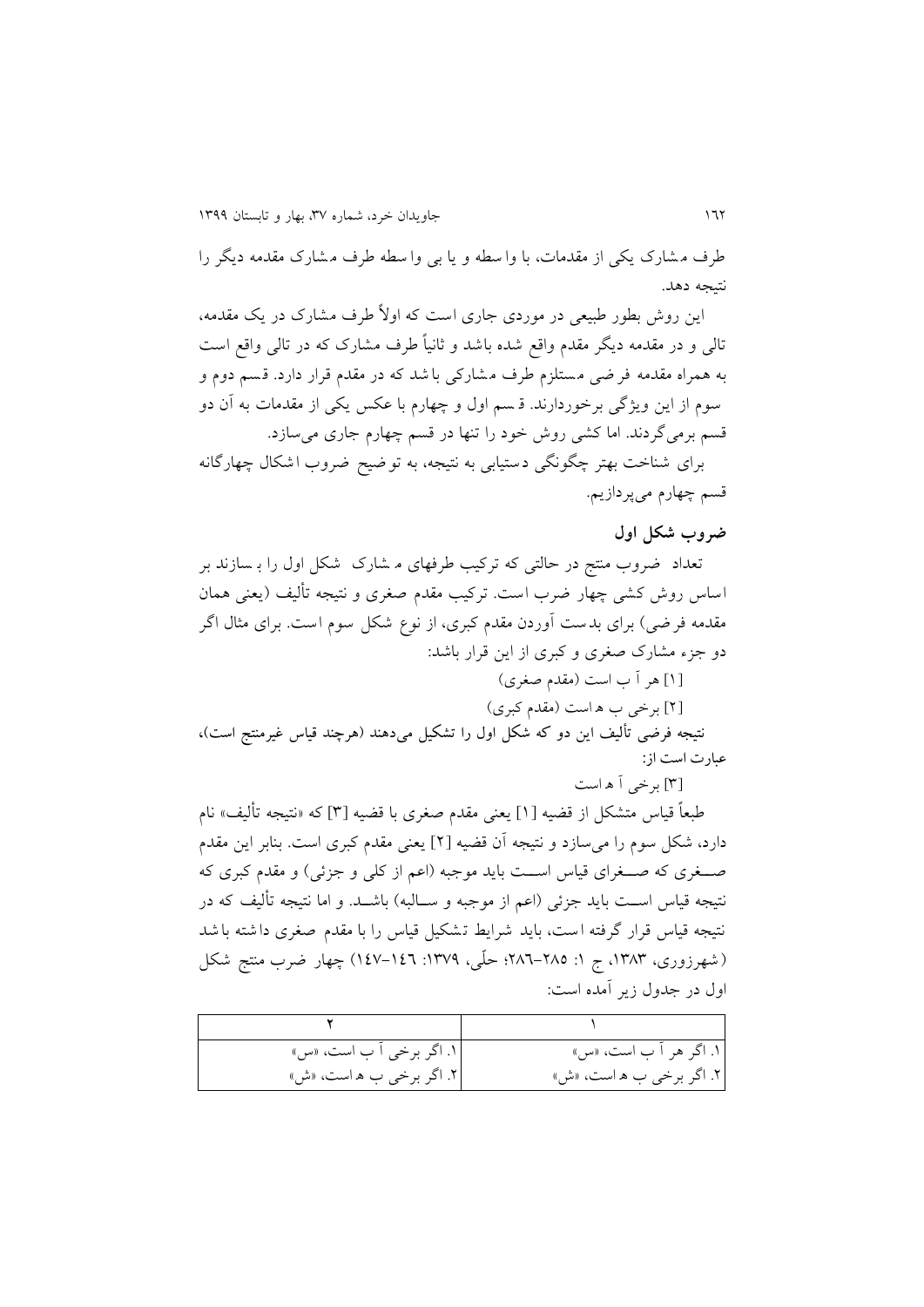طرف مشارک یکی از مقدمات، با واسطه و یا بی واسطه طرف مشارک مقدمه دیگر را نتیجه دهد.

این روش بطور طبیعی در موردی جاری است که اولاً طرف مشارک در یک مقدمه، تالی و در مقدمه دیگر مقدم واقع شده باشد و ثانیاً طرف مشارک که در تالی واقع است به همراه مقدمه فرضی مستلزم طرف مشارکی باشد که در مقدم قرار دارد. قسم دوم و سوم از این ویژگی برخوردارند. قسم اول و چهارم با عکس یکی از مقدمات به آن دو قسم برمی‌گردند. اما کشی روش خود را تنها در قسم چهارم جاری می‌سازد.

برای شناخت بهتر چگونگی دستیابی به نتیجه، به توضیح ضروب اشکال چهارگانه قسم چهارم می‌پردازیم.

## ضروب شکل اول

تعداد ضروب منتج در حالتی که ترکیب طرفهای مشارک شکل اول را بسازند بر اساس روش کشی چهار ضرب است. ترکیب مقدم صغری و نتیجه تألیف (یعنی همان مقدمه فرضی) برای بدست آوردن مقدم کبری، از نوع شکل سوم است. برای مثال اگر دو جزء مشارک صغری و کبری از این قرار باشد:

[۱] هر آ ب است (مقدم صغری)

[۲] برخی ب ه است (مقدم کبری)

نتیجه فرضی تألیف این دو که شکل اول را تشکیل می‌دهند (هرچند قیاس غیرمنتج است)، عبارت است از:

[۳] برخی آ ه است

طبعاً قیاس متشکل از قضیه [۱] یعنی مقدم صغری با قضیه [۳] که «نتیجه تألیف» نام دارد، شکل سوم را می‌سازد و نتیجه آن قضیه [۲] یعنی مقدم کبری است. بنابر این مقدم صغرای که صغرای قیاس است باید موجبه (اعم از کلی و جزئی) و مقدم کبری که نتیجه قیاس است باید جزئی (اعم از موجبه و سالبه) باشد. و اما نتیجه تألیف که در نتیجه قیاس قرار گرفته است، باید شرایط تشکیل قیاس را با مقدم صغری داشته باشد (شهرزوری، ۱۳۸۳، ج ۱: ۲۸۵-۲۸۶؛ حلّی، ۱۳۷۹: ۱۴۶-۱۴۷) چهار ضرب منتج شکل اول در جدول زیر آمده است:

| ۱ | ۲ |
|---|---|
| ۱. اگر هر آ ب است، «س» | ۱. اگر برخی آ ب است، «س» |
| ۲. اگر برخی ب ه است، «ش» | ۲. اگر برخی ب ه است، «ش» |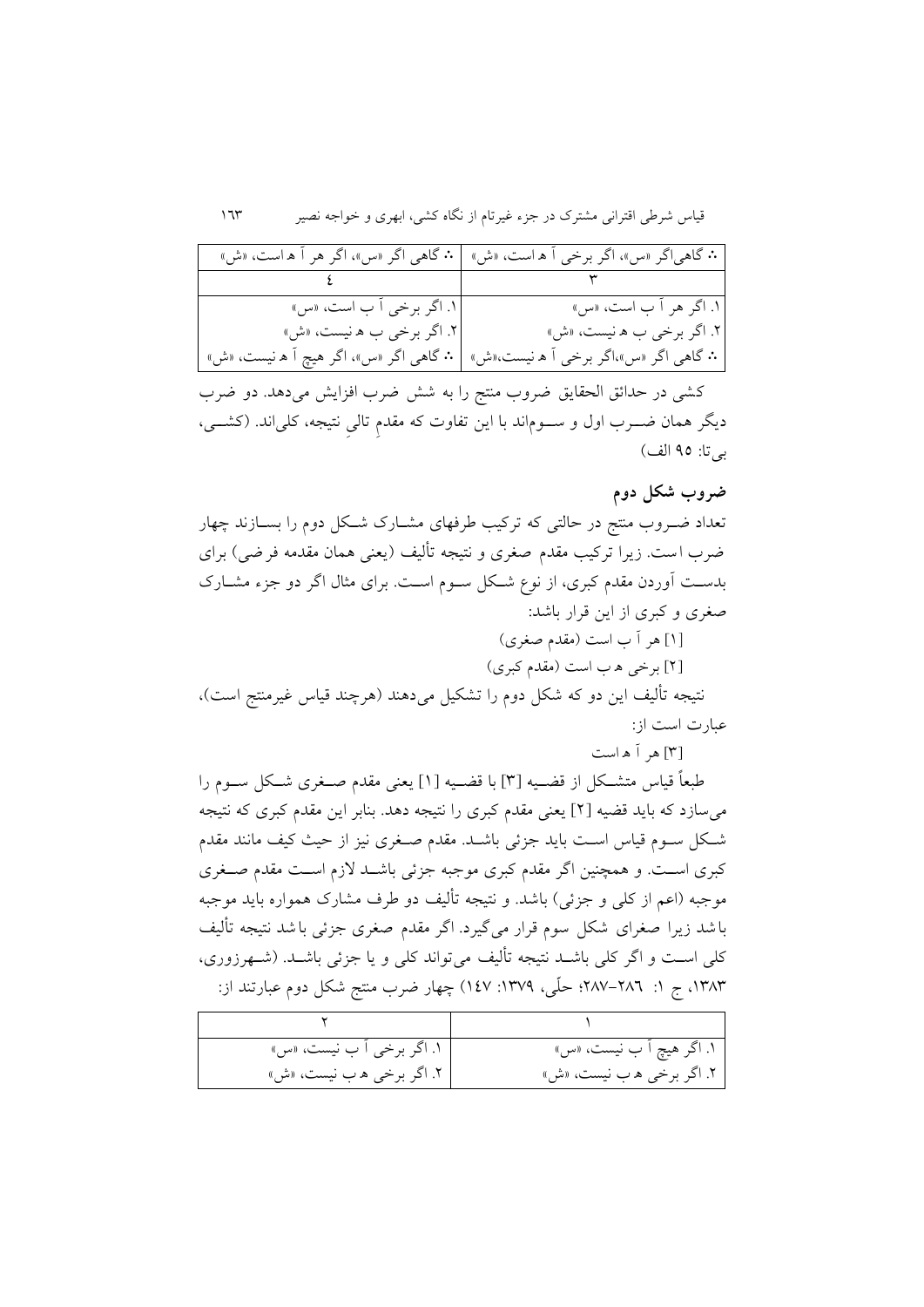| ۴ | ۳ |
| --- | --- |
| ∴ گاهی اگر «س»، اگر هر آ ه است، «ش» | ∴ گاهی‌اگر «س»، اگر برخی آ ه است، «ش» |
| ۱. اگر برخی آ ب است، «س»<br>۲. اگر برخی ب ه نیست، «ش»<br>∴ گاهی اگر «س»، اگر هیچ آ ه نیست، «ش» | ۱. اگر هر آ ب است، «س»<br>۲. اگر برخی ب ه نیست، «ش»<br>∴ گاهی اگر «س»،اگر برخی آ ه نیست،«ش» |

کشی در حدائق الحقایق ضروب منتج را به شش ضرب افزایش می‌دهد. دو ضرب دیگر همان ضـــرب اول و ســـوم‌اند با این تفاوت که مقدمِ تالیِ نتیجه، کلی‌اند. (کشـــی، بی‌تا: ۹۵ الف)

## ضروب شکل دوم

تعداد ضــروب منتج در حالتی که ترکیب طرفهای مشــارک شــکل دوم را بســازند چهار ضرب است. زیرا ترکیب مقدم صغری و نتیجه تألیف (یعنی همان مقدمه فرضی) برای بدســت آوردن مقدم کبری، از نوع شــکل ســوم اســت. برای مثال اگر دو جزء مشــارک صغری و کبری از این قرار باشد:

[۱] هر آ ب است (مقدم صغری)

[۲] برخی ه ب است (مقدم کبری)

نتیجه تألیف این دو که شکل دوم را تشکیل می‌دهند (هرچند قیاس غیرمنتج است)، عبارت است از:

[۳] هر آ ه است

طبعاً قیاس متشــکل از قضــیه [۳] با قضــیه [۱] یعنی مقدم صــغری شــکل ســوم را می‌سازد که باید قضیه [۲] یعنی مقدم کبری را نتیجه دهد. بنابر این مقدم کبری که نتیجه شــکل ســوم قیاس اســت باید جزئی باشــد. مقدم صــغری نیز از حیث کیف مانند مقدم کبری اســت. و همچنین اگر مقدم کبری موجبه جزئی باشــد لازم اســت مقدم صــغری موجبه (اعم از کلی و جزئی) باشد. و نتیجه تألیف دو طرف مشارک همواره باید موجبه باشد زیرا صغرای شکل سوم قرار می‌گیرد. اگر مقدم صغری جزئی باشد نتیجه تألیف کلی اســت و اگر کلی باشــد نتیجه تألیف می‌تواند کلی و یا جزئی باشــد. (شــهرزوری، ۱۳۸۳، ج ۱: ۲۸۶-۲۸۷؛ حلّی، ۱۳۷۹: ۱۴۷) چهار ضرب منتج شکل دوم عبارتند از:

| ۲ | ۱ |
| --- | --- |
| ۱. اگر برخی آ ب نیست، «س»<br>۲. اگر برخی ه ب نیست، «ش» | ۱. اگر هیچ آ ب نیست، «س»<br>۲. اگر برخی ه ب نیست، «ش» |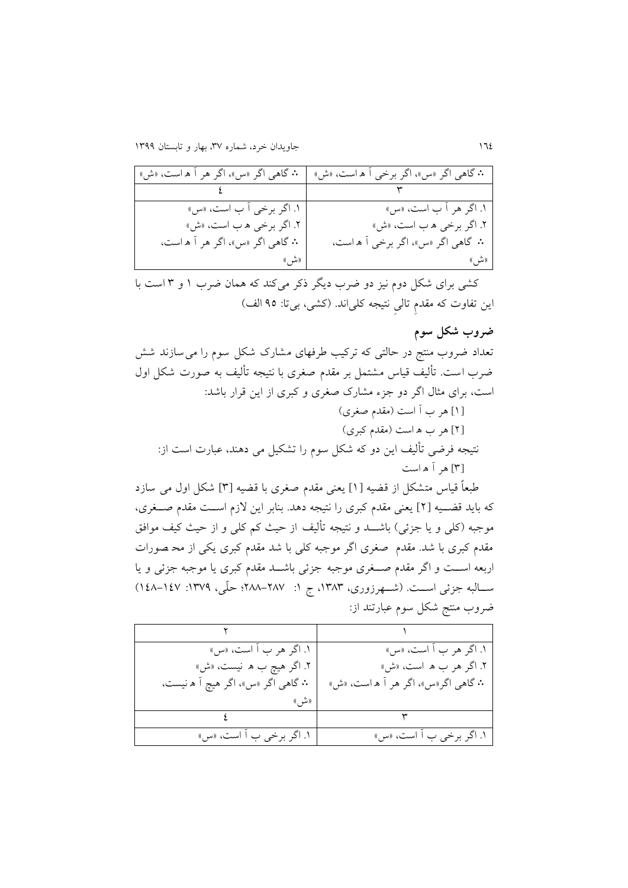| ∴ گاهی اگر «س»، اگر برخی آ ه است، «ش» | ∴ گاهی اگر «س»، اگر هر آ ه است، «ش» |
|---|---|
| ۳ | ۴ |
| ۱. اگر هر آ ب است، «س»<br>۲. اگر برخی ه ب است، «ش»<br>∴ گاهی اگر «س»، اگر برخی آ ه است، «ش» | ۱. اگر برخی آ ب است، «س»<br>۲. اگر برخی ه ب است، «ش»<br>∴ گاهی اگر «س»، اگر هر آ ه است، «ش» |

کشی برای شکل دوم نیز دو ضرب دیگر ذکر می‌کند که همان ضرب ۱ و ۳ است با این تفاوت که مقدمِ تالیِ نتیجه کلی‌اند. (کشی، بی‌تا: ۹۵ الف)

### ضروب شکل سوم

تعداد ضروب منتج در حالتی که ترکیب طرفهای مشارک شکل سوم را می‌سازند شش ضرب است. تألیف قیاس مشتمل بر مقدم صغری با نتیجه تألیف به صورت شکل اول است، برای مثال اگر دو جزء مشارک صغری و کبری از این قرار باشد:

[۱] هر ب آ است (مقدم صغری)

[۲] هر ب ه است (مقدم کبری)

نتیجه فرضی تألیف این دو که شکل سوم را تشکیل می دهند، عبارت است از:

[۳] هر آ ه است

طبعاً قیاس متشکل از قضیه [۱] یعنی مقدم صغری با قضیه [۳] شکل اول می سازد که باید قضیه [۲] یعنی مقدم کبری را نتیجه دهد. بنابر این لازم است مقدم صغری، موجبه (کلی و یا جزئی) باشد و نتیجه تألیف از حیث کم کلی و از حیث کیف موافق مقدم کبری با شد. مقدم صغری اگر موجبه کلی با شد مقدم کبری یکی از محصورات اربعه است و اگر مقدم صغری موجبه جزئی باشد مقدم کبری یا موجبه جزئی و یا سالبه جزئی است. (شهرزوری، ۱۳۸۳، ج ۱: ۲۸۷–۲۸۸؛ حلّی، ۱۳۷۹: ۱۴۷–۱۴۸)

ضروب منتج شکل سوم عبارتند از:

| ۱ | ۲ |
|---|---|
| ۱. اگر هر ب آ است، «س»<br>۲. اگر هر ب ه است، «ش»<br>∴ گاهی اگر«س»، اگر هر آ ه است، «ش» | ۱. اگر هر ب آ است، «س»<br>۲. اگر هیچ ب ه نیست، «ش»<br>∴ گاهی اگر «س»، اگر هیچ آ ه نیست، «ش» |
| ۳ | ۴ |
| ۱. اگر برخی ب آ است، «س» | ۱. اگر برخی ب آ است، «س» |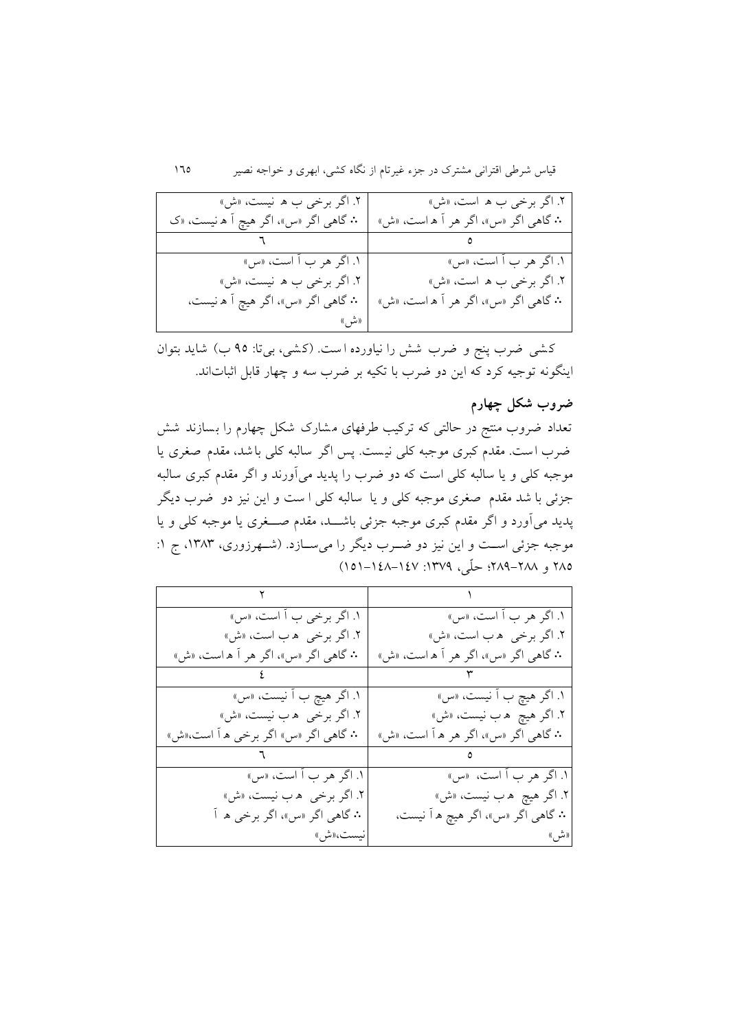| ۲. اگر برخی ب هـ است، «ش» | ۲. اگر برخی ب هـ نیست، «ش» |
|---|---|
| ∴ گاهی اگر «س»، اگر هر آ هـ است، «ش» | ∴ گاهی اگر «س»، اگر هیچ آ هـ نیست، «ک |
| ۵ | ٦ |
| ۱. اگر هر ب آ است، «س»<br>۲. اگر برخی ب هـ است، «ش»<br>∴ گاهی اگر «س»، اگر هر آ هـ است، «ش» | ۱. اگر هر ب آ است، «س»<br>۲. اگر برخی ب هـ نیست، «ش»<br>∴ گاهی اگر «س»، اگر هیچ آ هـ نیست، «ش» |

کشی ضرب پنج و ضرب شش را نیاورده است. (کشی، بی‌تا: ۹۵ ب) شاید بتوان اینگونه توجیه کرد که این دو ضرب با تکیه بر ضرب سه و چهار قابل اثبات‌اند.

## ضروب شکل چهارم

تعداد ضروب منتج در حالتی که ترکیب طرفهای مشارک شکل چهارم را بسازند شش ضرب است. مقدم کبری موجبه کلی نیست. پس اگر سالبه کلی باشد، مقدم صغری یا موجبه کلی و یا سالبه کلی است که دو ضرب را پدید می‌آورند و اگر مقدم کبری سالبه جزئی باشد مقدم صغری موجبه کلی و یا سالبه کلی است و این نیز دو ضرب دیگر پدید می‌آورد و اگر مقدم کبری موجبه جزئی باشد، مقدم صغری یا موجبه کلی و یا موجبه جزئی است و این نیز دو ضرب دیگر را می‌سازد. (شهرزوری، ۱۳۸۳، ج ۱: ۲۸۵ و ۲۸۸–۲۸۹؛ حلّی، ۱۳۷۹: ۱٤۷–۱٤۸–۱۵۱)

| ۱ | ۲ |
|---|---|
| ۱. اگر هر ب آ است، «س»<br>۲. اگر برخی هـ ب است، «ش»<br>∴ گاهی اگر «س»، اگر هر آ هـ است، «ش» | ۱. اگر برخی ب آ است، «س»<br>۲. اگر برخی هـ ب است، «ش»<br>∴ گاهی اگر «س»، اگر هر آ هـ است، «ش» |
| ۳ | ٤ |
| ۱. اگر هیچ ب آ نیست، «س»<br>۲. اگر هیچ هـ ب نیست، «ش»<br>∴ گاهی اگر «س»، اگر هر هـ آ است، «ش» | ۱. اگر هیچ ب آ نیست، «س»<br>۲. اگر برخی هـ ب نیست، «ش»<br>∴ گاهی اگر «س» اگر برخی هـ آ است،«ش» |
| ۵ | ٦ |
| ۱. اگر هر ب آ است، «س»<br>۲. اگر هیچ هـ ب نیست، «ش»<br>∴ گاهی اگر «س»، اگر هیچ هـ آ نیست، «ش» | ۱. اگر هر ب آ است، «س»<br>۲. اگر برخی هـ ب نیست، «ش»<br>∴ گاهی اگر «س»، اگر برخی هـ آ نیست،«ش» |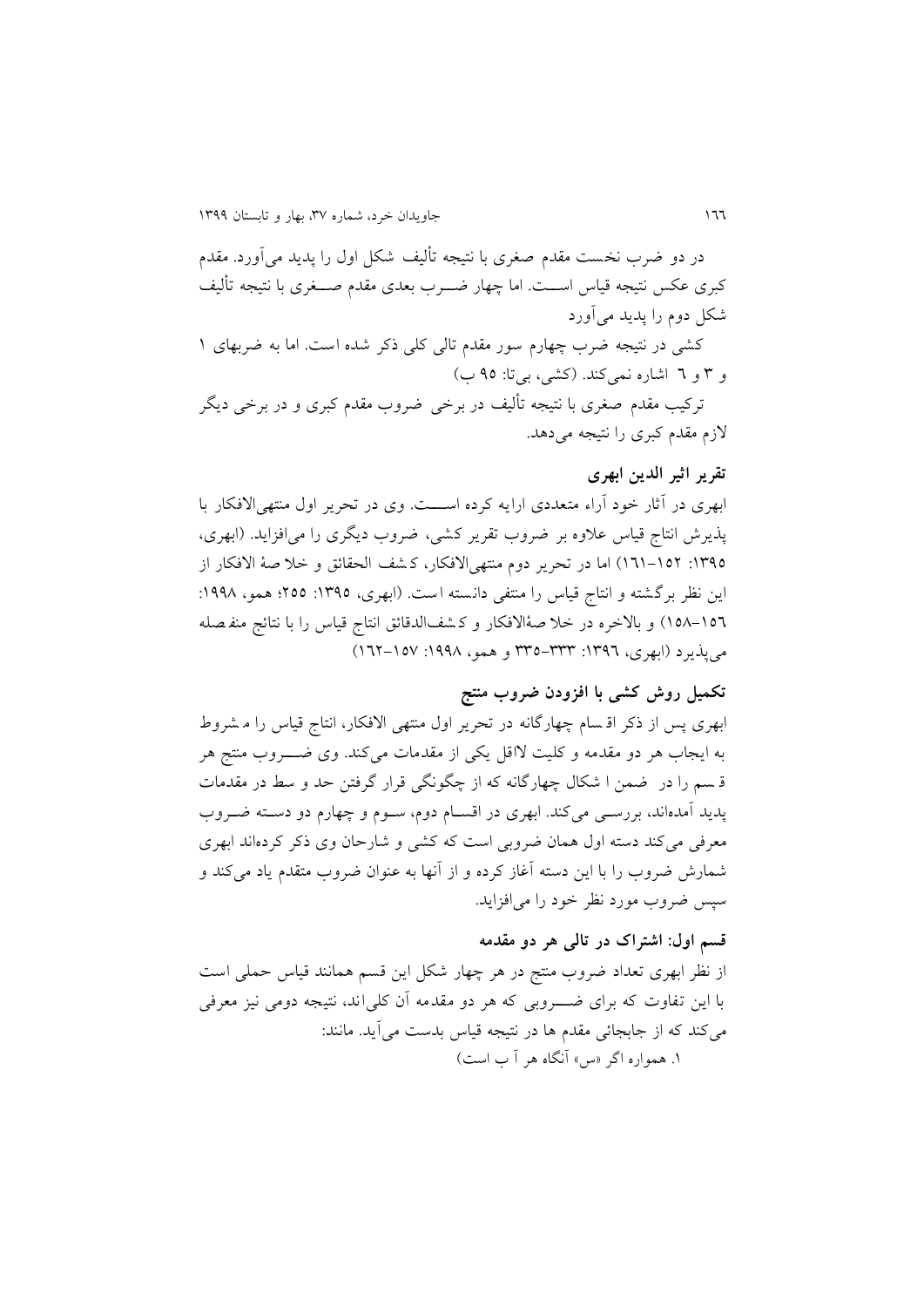در دو ضرب نخست مقدم صغری با نتیجه تألیف شکل اول را پدید می‌آورد. مقدم کبری عکس نتیجه قیاس است. اما چهار ضرب بعدی مقدم صغری با نتیجه تألیف شکل دوم را پدید می‌آورد

کشی در نتیجه ضرب چهارم سور مقدم تالی کلی ذکر شده است. اما به ضربهای ۱ و ۳ و ٦ اشاره نمی‌کند. (کشی، بی‌تا: ۹۵ ب)

ترکیب مقدم صغری با نتیجه تألیف در برخی ضروب مقدم کبری و در برخی دیگر لازم مقدم کبری را نتیجه می‌دهد.

### تقریر اثیر الدین ابهری

ابهری در آثار خود آراء متعددی ارایه کرده است. وی در تحریر اول منتهی‌الافکار با پذیرش انتاج قیاس علاوه بر ضروب تقریر کشی، ضروب دیگری را می‌افزاید. (ابهری، ۱۳۹۵: ۱۵۲–١٦١) اما در تحریر دوم منتهی‌الافکار، کشف الحقائق و خلاصة الافکار از این نظر برگشته و انتاج قیاس را منتفی دانسته است. (ابهری، ۱۳۹۵: ۲۵۵؛ همو، ۱۹۹۸: ١٥٦–۱۵۸) و بالاخره در خلاصةالافکار و کشف‌الدقائق انتاج قیاس را با نتائج منفصله می‌پذیرد (ابهری، ۱۳۹٦: ۳۳۳–۳۳۵ و همو، ۱۹۹۸: ۱۵۷–١٦٢)

### تکمیل روش کشی با افزودن ضروب منتج

ابهری پس از ذکر اقسام چهارگانه در تحریر اول منتهی الافکار، انتاج قیاس را مشروط به ایجاب هر دو مقدمه و کلیت لااقل یکی از مقدمات می‌کند. وی ضروب منتج هر قسم را در ضمن اشکال چهارگانه که از چگونگی قرار گرفتن حد و سط در مقدمات پدید آمده‌اند، بررسی می‌کند. ابهری در اقسام دوم، سوم و چهارم دو دسته ضروب معرفی می‌کند دسته اول همان ضروبی است که کشی و شارحان وی ذکر کرده‌اند ابهری شمارش ضروب را با این دسته آغاز کرده و از آنها به عنوان ضروب متقدم یاد می‌کند و سپس ضروب مورد نظر خود را می‌افزاید.

### قسم اول: اشتراک در تالی هر دو مقدمه

از نظر ابهری تعداد ضروب منتج در هر چهار شکل این قسم همانند قیاس حملی است با این تفاوت که برای ضروبی که هر دو مقدمه آن کلی‌اند، نتیجه دومی نیز معرفی می‌کند که از جابجائی مقدم ها در نتیجه قیاس بدست می‌آید. مانند:

۱. همواره اگر «س» آنگاه هر آ ب است)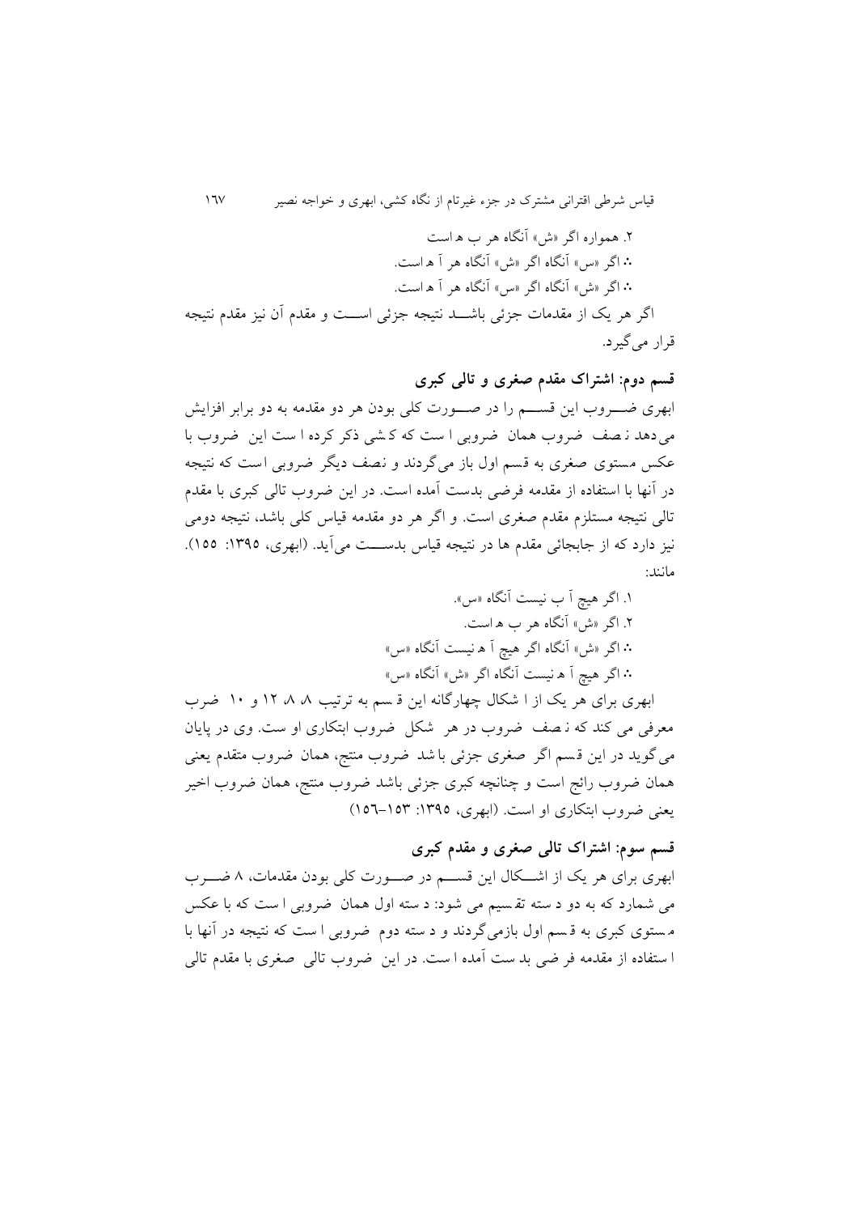۲. همواره اگر «ش» آنگاه هر ب ه است

∴ اگر «س» آنگاه اگر «ش» آنگاه هر آ ه است.

∴ اگر «ش» آنگاه اگر «س» آنگاه هر آ ه است.

اگر هر یک از مقدمات جزئی باشد نتیجه جزئی است و مقدم آن نیز مقدم نتیجه قرار می‌گیرد.

### قسم دوم: اشتراک مقدم صغری و تالی کبری

ابهری ضروب این قسم را در صورت کلی بودن هر دو مقدمه به دو برابر افزایش می‌دهد نصف ضروب همان ضروبی است که کشی ذکر کرده است این ضروب با عکس مستوی صغری به قسم اول باز می‌گردند و نصف دیگر ضروبی است که نتیجه در آنها با استفاده از مقدمه فرضی بدست آمده است. در این ضروب تالی کبری با مقدم تالی نتیجه مستلزم مقدم صغری است. و اگر هر دو مقدمه قیاس کلی باشد، نتیجه دومی نیز دارد که از جابجائی مقدم ها در نتیجه قیاس بدست می‌آید. (ابهری، ۱۳۹۵: ۱۵۵). مانند:

۱. اگر هیچ آ ب نیست آنگاه «س».

۲. اگر «ش» آنگاه هر ب ه است.

∴ اگر «ش» آنگاه اگر هیچ آ ه نیست آنگاه «س»

∴ اگر هیچ آ ه نیست آنگاه اگر «ش» آنگاه «س»

ابهری برای هر یک از اشکال چهارگانه این قسم به ترتیب ۸، ۸، ۱۲ و ۱۰ ضرب معرفی می کند که نصف ضروب در هر شکل ضروب ابتکاری او ست. وی در پایان می‌گوید در این قسم اگر صغری جزئی باشد ضروب منتج، همان ضروب متقدم یعنی همان ضروب رائج است و چنانچه کبری جزئی باشد ضروب منتج، همان ضروب اخیر یعنی ضروب ابتکاری او است. (ابهری، ۱۳۹۵: ۱۵۳-۱۵۶)

### قسم سوم: اشتراک تالی صغری و مقدم کبری

ابهری برای هر یک از اشکال این قسم در صورت کلی بودن مقدمات، ۸ ضرب می شمارد که به دو دسته تقسیم می شود: دسته اول همان ضروبی است که با عکس مستوی کبری به قسم اول بازمی‌گردند و دسته دوم ضروبی است که نتیجه در آنها با استفاده از مقدمه فرضی بدست آمده است. در این ضروب تالی صغری با مقدم تالی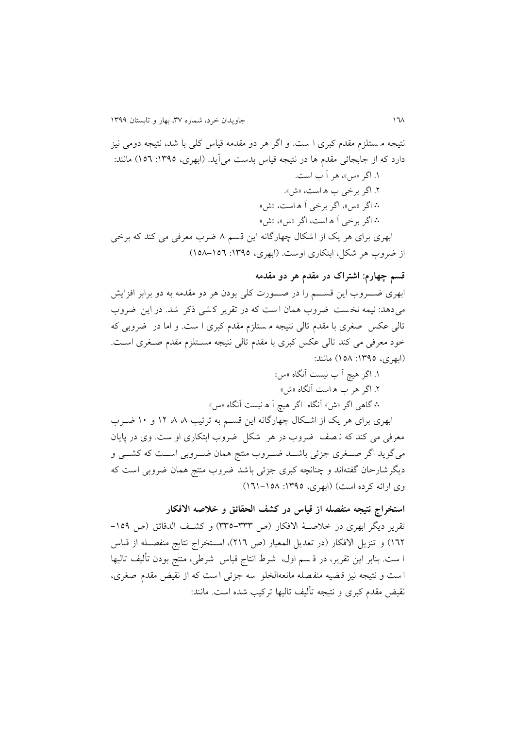نتیجه مستلزم مقدم کبری است. و اگر هر دو مقدمه قیاس کلی باشد، نتیجه دومی نیز دارد که از جابجائی مقدم ها در نتیجه قیاس بدست می‌آید. (ابهری، ۱۳۹۵: ۱۵٦) مانند:

۱. اگر «س»، هر آ ب است.

۲. اگر برخی ب ه است، «ش».

∴ اگر «س»، اگر برخی آ ه است، «ش»

∴ اگر برخی آ ه است، اگر «س»، «ش»

ابهری برای هر یک از اشکال چهارگانه این قسم ۸ ضرب معرفی می کند که برخی از ضروب هر شکل، ابتکاری اوست. (ابهری، ۱۳۹۵: ۱۵٦–۱۵۸)

### قسم چهارم: اشتراک در مقدم هر دو مقدمه

ابهری ضروب این قسم را در صورت کلی بودن هر دو مقدمه به دو برابر افزایش می‌دهد: نیمه نخست ضروب همان است که در تقریر کشی ذکر شد. در این ضروب تالی عکس صغری با مقدم تالی نتیجه مستلزم مقدم کبری است. و اما در ضروبی که خود معرفی می کند تالی عکس کبری با مقدم تالی نتیجه مستلزم مقدم صغری است. (ابهری، ۱۳۹۵: ۱۵۸) مانند:

۱. اگر هیچ آ ب نیست آنگاه «س»

۲. اگر هر ب ه است آنگاه «ش»

∴ گاهی اگر «ش» آنگاه اگر هیچ آ ه نیست آنگاه «س»

ابهری برای هر یک از اشکال چهارگانه این قسم به ترتیب ۸، ۸، ۱۲ و ۱۰ ضرب معرفی می کند که نصف ضروب در هر شکل ضروب ابتکاری او ست. وی در پایان می‌گوید اگر صغری جزئی باشد ضروب منتج همان ضروبی است که کشی و دیگرشارحان گفته‌اند و چنانچه کبری جزئی باشد ضروب منتج همان ضروبی است که وی ارائه کرده است) (ابهری، ۱۳۹۵: ۱۵۸–۱٦۱)

### استخراج نتیجه منفصله از قیاس در کشف الحقائق و خلاصه الافکار

تقریر دیگر ابهری در خلاصة الافکار (ص ۳۳۳–۳۳۵) و کشف الدقائق (ص ۱۵۹–۱٦۲) و تنزیل الافکار (در تعدیل المعیار (ص ۲۱٦)، استخراج نتایج منفصله از قیاس است. بنابر این تقریر، در قسم اول، شرط انتاج قیاس شرطی، منتج بودن تألیف تالیها است و نتیجه نیز قضیه منفصله مانعه‌الخلو سه جزئی است که از نقیض مقدم صغری، نقیض مقدم کبری و نتیجه تألیف تالیها ترکیب شده است. مانند: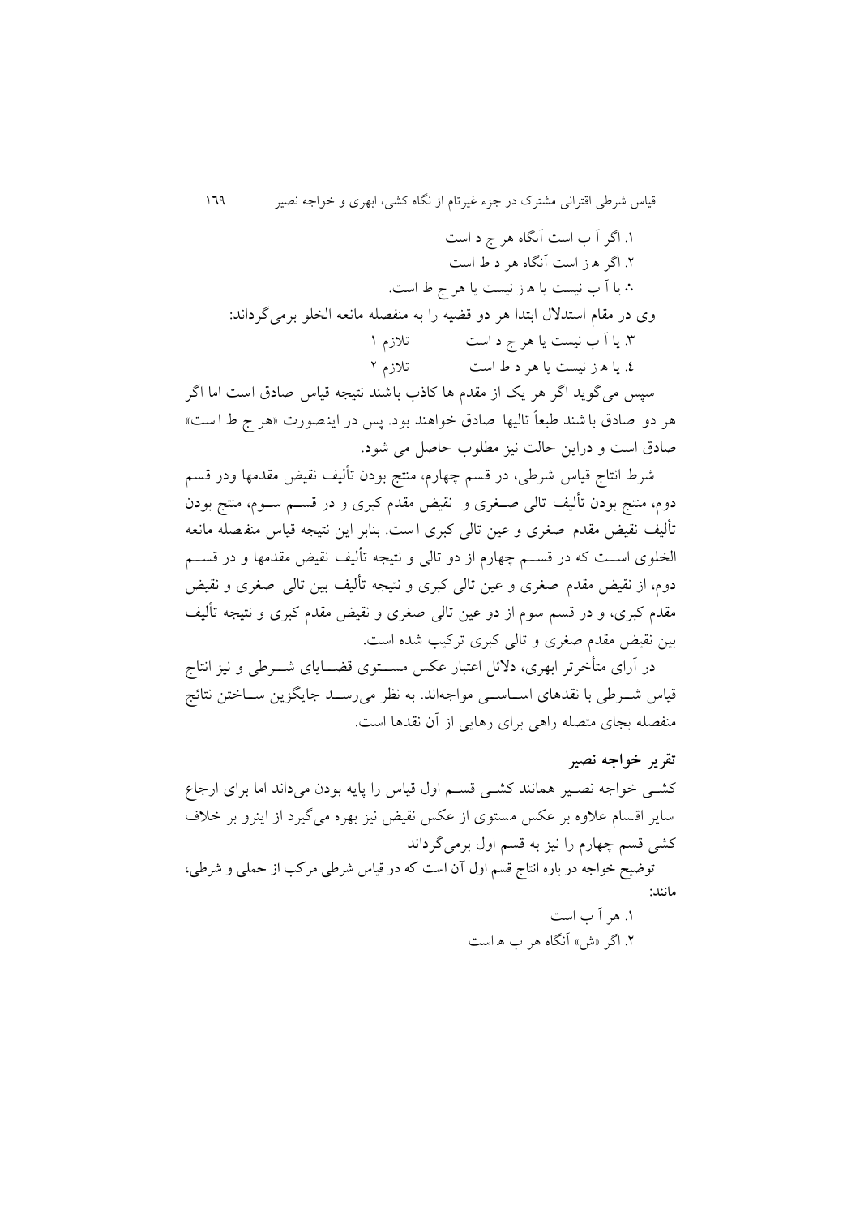۱. اگر آ ب است آنگاه هر ج د است

۲. اگر هـ ز است آنگاه هر د ط است

∴ یا آ ب نیست یا هـ ز نیست یا هر ج ط است.

وی در مقام استدلال ابتدا هر دو قضیه را به منفصله مانعه الخلو برمی‌گرداند:

۳. یا آ ب نیست یا هر ج د است        تلازم ۱

٤. یا هـ ز نیست یا هر د ط است        تلازم ۲

سپس می‌گوید اگر هر یک از مقدم ها کاذب باشند نتیجه قیاس صادق است اما اگر هر دو صادق باشند طبعاً تالیها صادق خواهند بود. پس در اینصورت «هر ج ط است» صادق است و دراین حالت نیز مطلوب حاصل می شود.

شرط انتاج قیاس شرطی، در قسم چهارم، منتج بودن تألیف نقیض مقدمها ودر قسم دوم، منتج بودن تألیف تالی صغری و نقیض مقدم کبری و در قسم سوم، منتج بودن تألیف نقیض مقدم صغری و عین تالی کبری است. بنابر این نتیجه قیاس منفصله مانعه الخلوی است که در قسم چهارم از دو تالی و نتیجه تألیف نقیض مقدمها و در قسم دوم، از نقیض مقدم صغری و عین تالی کبری و نتیجه تألیف بین تالی صغری و نقیض مقدم کبری، و در قسم سوم از دو عین تالی صغری و نقیض مقدم کبری و نتیجه تألیف بین نقیض مقدم صغری و تالی کبری ترکیب شده است.

در آرای متأخرتر ابهری، دلائل اعتبار عکس مستوی قضایای شرطی و نیز انتاج قیاس شرطی با نقدهای اساسی مواجه‌اند. به نظر می‌رسد جایگزین ساختن نتائج منفصله بجای متصله راهی برای رهایی از آن نقدها است.

## تقریر خواجه نصیر

کشی خواجه نصیر همانند کشی قسم اول قیاس را پایه بودن می‌داند اما برای ارجاع سایر اقسام علاوه بر عکس مستوی از عکس نقیض نیز بهره می‌گیرد از اینرو بر خلاف کشی قسم چهارم را نیز به قسم اول برمی‌گرداند

توضیح خواجه در باره انتاج قسم اول آن است که در قیاس شرطی مرکب از حملی و شرطی، مانند:

۱. هر آ ب است

۲. اگر «ش» آنگاه هر ب هـ است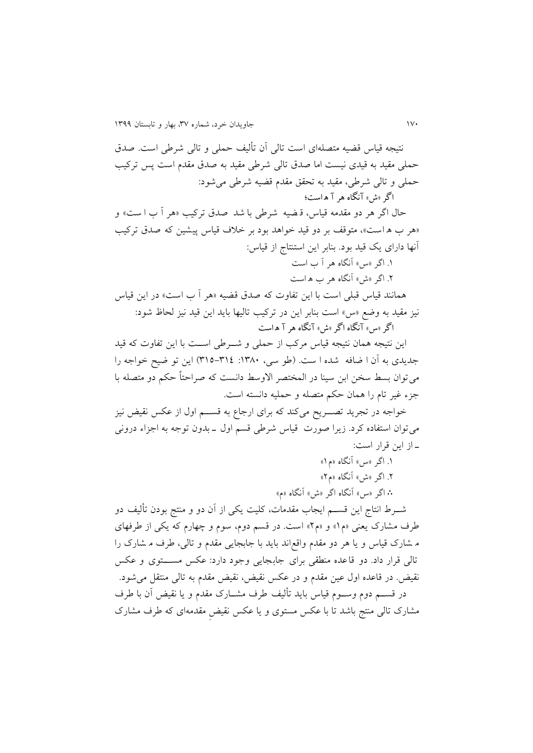نتیجه قیاس قضیه متصله‌ای است تالی آن تألیف حملی و تالی شرطی است. صدق حملی مقید به قیدی نیست اما صدق تالی شرطی مقید به صدق مقدم است پس ترکیب حملی و تالی شرطی، مقید به تحقق مقدم قضیه شرطی می‌شود:

اگر «ش» آنگاه هر آ ه است؛

حال اگر هر دو مقدمه قیاس، قضیه شرطی باشد صدق ترکیب «هر آ ب است» و «هر ب ه است»، متوقف بر دو قید خواهد بود بر خلاف قیاس پیشین که صدق ترکیب آنها دارای یک قید بود. بنابر این استنتاج از قیاس:

۱. اگر «س» آنگاه هر آ ب است

۲. اگر «ش» آنگاه هر ب ه است

همانند قیاس قبلی است با این تفاوت که صدق قضیه «هر آ ب است» در این قیاس نیز مقید به وضع «س» است بنابر این در ترکیب تالیها باید این قید نیز لحاظ شود:

اگر «س» آنگاه اگر «ش» آنگاه هر آ ه است

این نتیجه همان نتیجه قیاس مرکب از حملی و شرطی است با این تفاوت که قید جدیدی به آن اضافه شده است. (طوسی، ۱۳۸۰: ۳۱٤-۳۱۵) این توضیح خواجه را می‌توان بسط سخن ابن سینا در المختصر الاوسط دانست که صراحتاً حکم دو متصله با جزء غیر تام را همان حکم متصله و حملیه دانسته است.

خواجه در تجرید تصریح می‌کند که برای ارجاع به قسم اول از عکس نقیض نیز می‌توان استفاده کرد. زیرا صورت قیاس شرطی قسم اول ـ بدون توجه به اجزاء درونی ـ از این قرار است:

۱. اگر «س» آنگاه «م۱»

۲. اگر «ش» آنگاه «م۲»

∴ اگر «س» آنگاه اگر «ش» آنگاه «م»

شرط انتاج این قسم ایجاب مقدمات، کلیت یکی از آن دو و منتج بودن تألیف دو طرف مشارک یعنی «م۱» و «م۲» است. در قسم دوم، سوم و چهارم که یکی از طرفهای مشارک قیاس و یا هر دو مقدم واقع‌اند باید با جابجایی مقدم و تالی، طرف مشارک را تالی قرار داد. دو قاعده منطقی برای جابجایی وجود دارد: عکس مستوی و عکس نقیض. در قاعده اول عین مقدم و در عکس نقیض، نقیض مقدم به تالی منتقل می‌شود.

در قسم دوم وسوم قیاس باید تألیف طرف مشارک مقدم و یا نقیض آن با طرف مشارک تالی منتج باشد تا با عکس مستوی و یا عکس نقیضِ مقدمه‌ای که طرف مشارک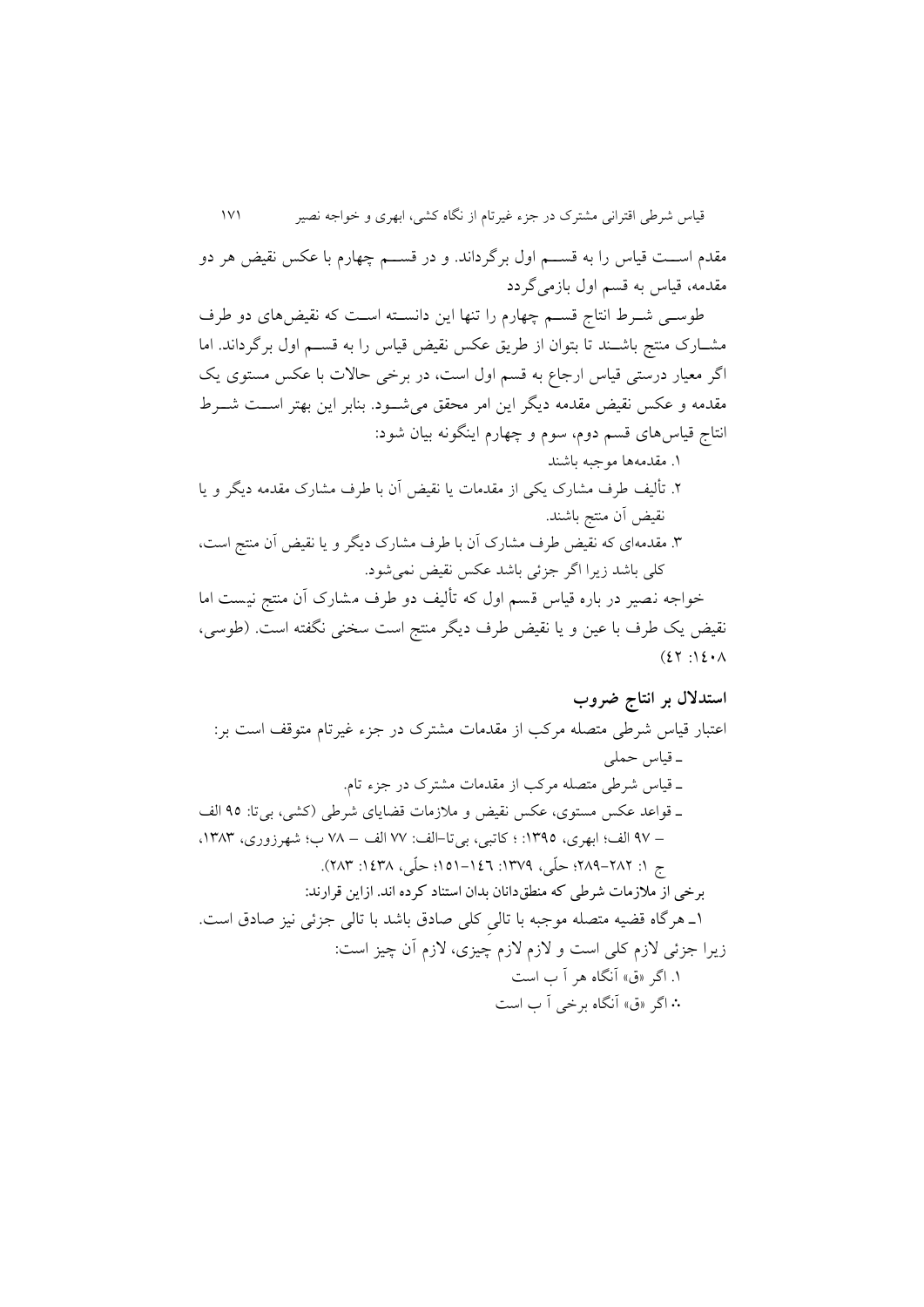مقدم اســت قیاس را به قســم اول برگرداند. و در قســم چهارم با عکس نقیض هر دو مقدمه، قیاس به قسم اول بازمی‌گردد

طوســی شــرط انتاج قســم چهارم را تنها این دانســته اســت که نقیض‌های دو طرف مشــارک منتج باشــند تا بتوان از طریق عکس نقیض قیاس را به قســم اول برگرداند. اما اگر معیار درستی قیاس ارجاع به قسم اول است، در برخی حالات با عکس مستوی یک مقدمه و عکس نقیض مقدمه دیگر این امر محقق می‌شــود. بنابر این بهتر اســت شــرط انتاج قیاس‌های قسم دوم، سوم و چهارم اینگونه بیان شود:

۱. مقدمه‌ها موجبه باشند

۲. تألیف طرف مشارک یکی از مقدمات یا نقیض آن با طرف مشارک مقدمه دیگر و یا نقیض آن منتج باشند.

۳. مقدمه‌ای که نقیض طرف مشارک آن با طرف مشارک دیگر و یا نقیض آن منتج است، کلی باشد زیرا اگر جزئی باشد عکس نقیض نمی‌شود.

خواجه نصیر در باره قیاس قسم اول که تألیف دو طرف مشارک آن منتج نیست اما نقیض یک طرف با عین و یا نقیض طرف دیگر منتج است سخنی نگفته است. (طوسی، ۱٤۰۸: ٤۲)

## استدلال بر انتاج ضروب

اعتبار قیاس شرطی متصله مرکب از مقدمات مشترک در جزء غیرتام متوقف است بر:

ـ قیاس حملی

ـ قیاس شرطی متصله مرکب از مقدمات مشترک در جزء تام.

ـ قواعد عکس مستوی، عکس نقیض و ملازمات قضایای شرطی (کشی، بی‌تا: ۹۵ الف – ۹۷ الف؛ ابهری، ۱۳۹۵: ؛ کاتبی، بی‌تا–الف: ۷۷ الف – ۷۸ ب؛ شهرزوری، ۱۳۸۳، ج ۱: ۲۸۲–۲۸۹؛ حلّی، ۱۳۷۹: ۱٤٦–۱۵۱؛ حلّی، ۱٤۳۸: ۲۸۳).

برخی از ملازمات شرطی که منطق‌دانان بدان استناد کرده اند. ازاین قرارند:

۱ـ هرگاه قضیه متصله موجبه با تالیِ کلی صادق باشد با تالی جزئی نیز صادق است. زیرا جزئی لازم کلی است و لازم لازم چیزی، لازم آن چیز است:

۱. اگر «ق» آنگاه هر آ ب است

∴ اگر «ق» آنگاه برخی آ ب است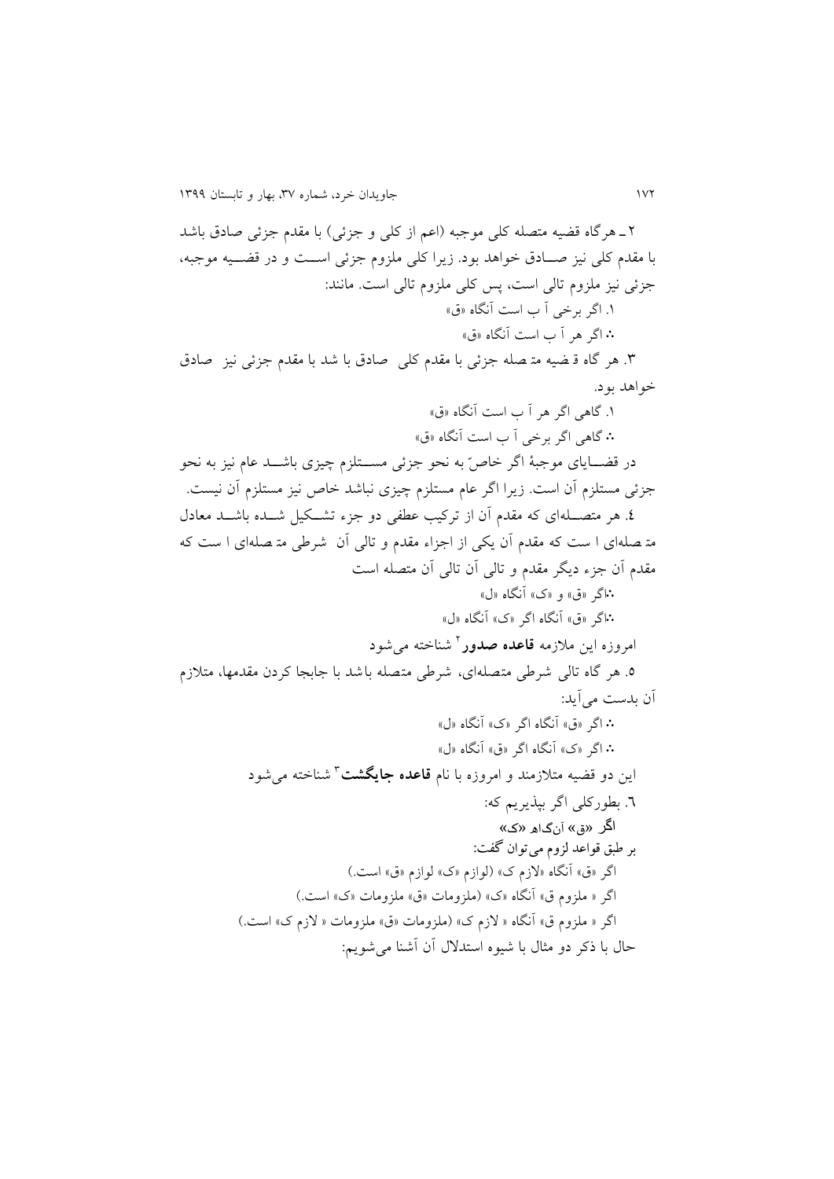۲ـ هرگاه قضیه متصله کلی موجبه (اعم از کلی و جزئی) با مقدم جزئی صادق باشد با مقدم کلی نیز صـادق خواهد بود. زیرا کلی ملزوم جزئی اسـت و در قضـیه موجبه، جزئی نیز ملزوم تالی است، پس کلی ملزوم تالی است. مانند:

۱. اگر برخی آ ب است آنگاه «ق»

∴ اگر هر آ ب است آنگاه «ق»

۳. هر گاه قضیه متصله جزئی با مقدم کلی صادق باشد با مقدم جزئی نیز صادق خواهد بود.

۱. گاهی اگر هر آ ب است آنگاه «ق»

∴ گاهی اگر برخی آ ب است آنگاه «ق»

در قضـایای موجبهٔ اگر خاصّ به نحو جزئی مسـتلزم چیزی باشـد عام نیز به نحو جزئی مستلزم آن است. زیرا اگر عام مستلزم چیزی نباشد خاص نیز مستلزم آن نیست.

٤. هر متصـله‌ای که مقدم آن از ترکیب عطفی دو جزء تشـکیل شـده باشـد معادل متصله‌ای است که مقدم آن یکی از اجزاء مقدم و تالی آن شرطی متصله‌ای است که مقدم آن جزء دیگر مقدم و تالی آن تالی آن متصله است

∴اگر «ق» و «ک» آنگاه «ل»

∴اگر «ق» آنگاه اگر «ک» آنگاه «ل»

امروزه این ملازمه **قاعده صدور**[2] شناخته می‌شود

۵. هر گاه تالی شرطی متصله‌ای، شرطی متصله باشد با جابجا کردن مقدمها، متلازم آن بدست می‌آید:

∴ اگر «ق» آنگاه اگر «ک» آنگاه «ل»

∴ اگر «ک» آنگاه اگر «ق» آنگاه «ل»

این دو قضیه متلازمند و امروزه با نام **قاعده جایگشت**[3] شناخته می‌شود

٦. بطورکلی اگر بپذیریم که:

**اگر «ق» آنگاه «ک»**

بر طبق قواعد لزوم می‌توان گفت:

اگر «ق» آنگاه «لازم ک» (لوازم «ک» لوازم «ق» است.)

اگر « ملزوم ق» آنگاه «ک» (ملزومات «ق» ملزومات «ک» است.)

اگر « ملزوم ق» آنگاه « لازم ک» (ملزومات «ق» ملزومات « لازم ک» است.)

حال با ذکر دو مثال با شیوه استدلال آن آشنا می‌شویم: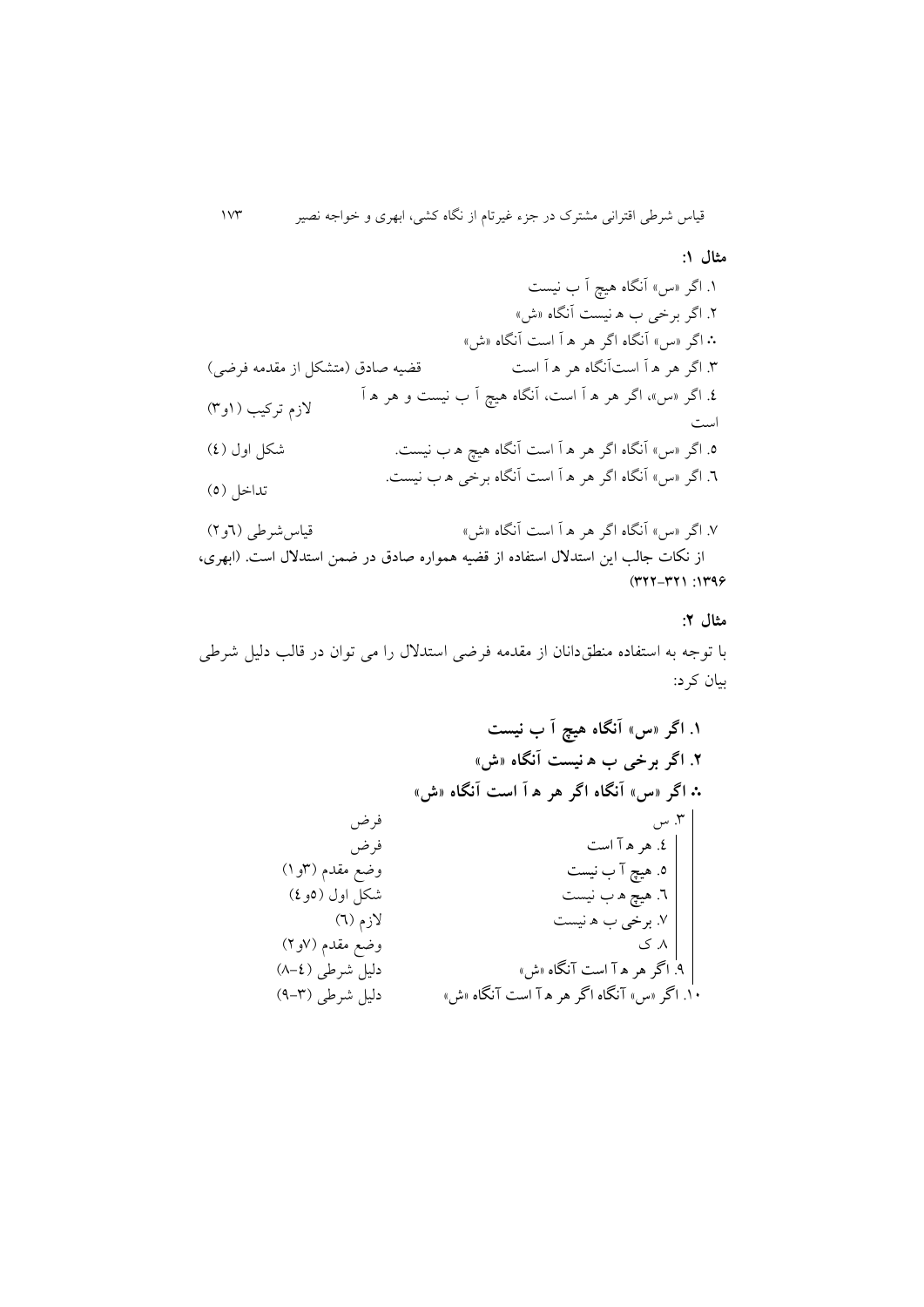**مثال ۱:**

۱. اگر «س» آنگاه هیچ آ ب نیست

۲. اگر برخی ب ه نیست آنگاه «ش»

∴ اگر «س» آنگاه اگر هر ه آ است آنگاه «ش»

۳. اگر هر ه آ استآنگاه هر ه آ است — قضیه صادق (متشکل از مقدمه فرضی)

٤. اگر «س»، اگر هر ه آ است، آنگاه هیچ آ ب نیست و هر ه آ است — لازم ترکیب (۱و۳)

٥. اگر «س» آنگاه اگر هر ه آ است آنگاه هیچ ه ب نیست. — شکل اول (٤)

٦. اگر «س» آنگاه اگر هر ه آ است آنگاه برخی ه ب نیست. — تداخل (٥)

۷. اگر «س» آنگاه اگر هر ه آ است آنگاه «ش» — قیاس‌شرطی (٦و۲)

**از نکات جالب این استدلال استفاده از قضیه همواره صادق در ضمن استدلال است. (ابهری، ۱۳۹۶: ۳۲۱-۳۲۲)**

**مثال ۲:**

با توجه به استفاده منطق‌دانان از مقدمه فرضی استدلال را می توان در قالب دلیل شرطی بیان کرد:

**۱. اگر «س» آنگاه هیچ آ ب نیست**

**۲. اگر برخی ب ه نیست آنگاه «ش»**

**∴ اگر «س» آنگاه اگر هر ه آ است آنگاه «ش»**

| | |
|---|---|
| ۳. س | فرض |
| ٤. هر ه آ است | فرض |
| ٥. هیچ آ ب نیست | وضع مقدم (۳و۱) |
| ٦. هیچ ه ب نیست | شکل اول (٥و٤) |
| ۷. برخی ب ه نیست | لازم (٦) |
| ۸. ک | وضع مقدم (۷و۲) |
| ۹. اگر هر ه آ است آنگاه «ش» | دلیل شرطی (٤-۸) |
| ۱۰. اگر «س» آنگاه اگر هر ه آ است آنگاه «ش» | دلیل شرطی (۳-۹) |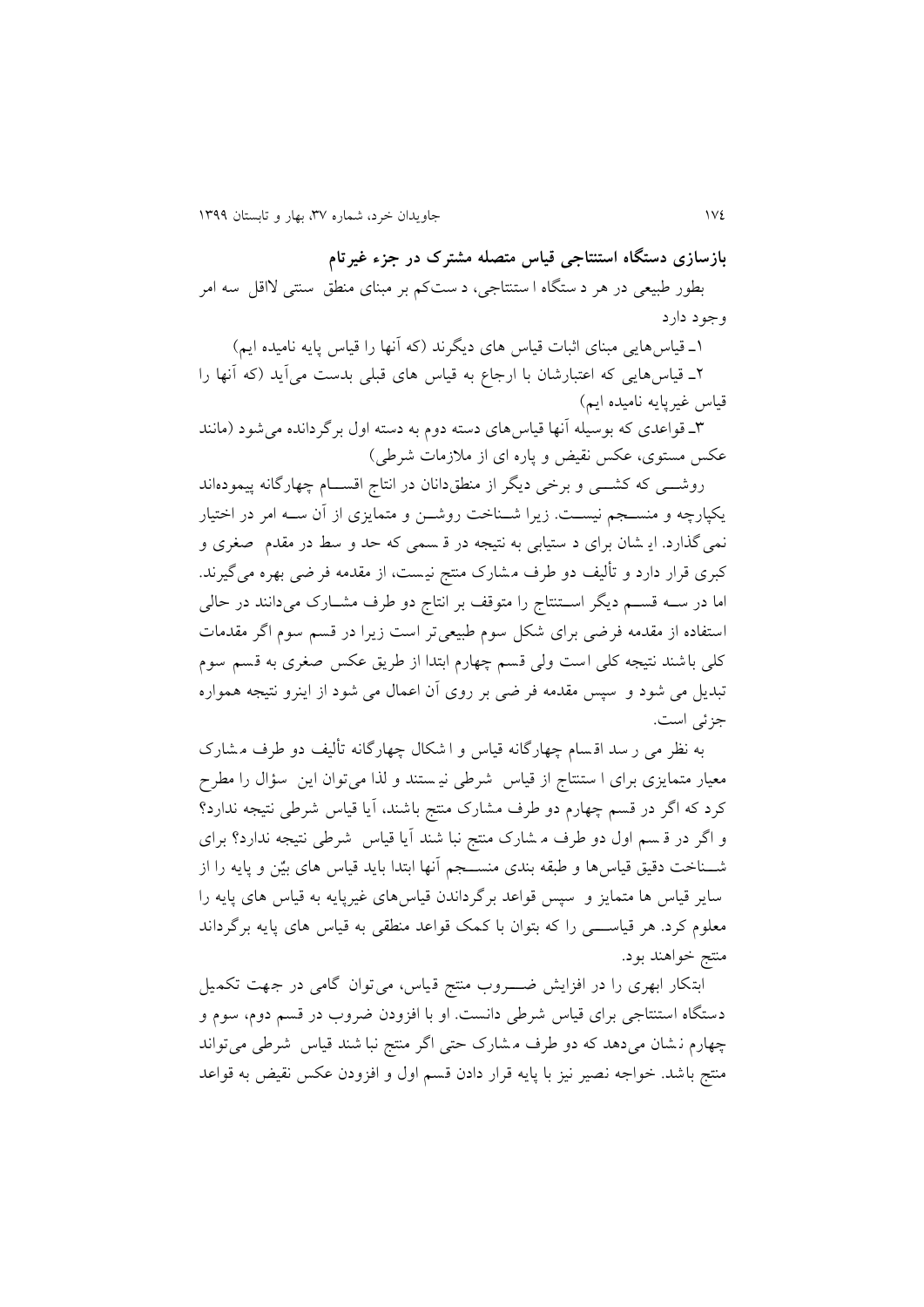**بازسازی دستگاه استنتاجی قیاس متصله مشترک در جزء غیرتام**

بطور طبیعی در هر دستگاه استنتاجی، دست‌کم بر مبنای منطق سنتی لااقل سه امر وجود دارد

۱ـ قیاس‌هایی مبنای اثبات قیاس های دیگرند (که آنها را قیاس پایه نامیده ایم)

۲ـ قیاس‌هایی که اعتبارشان با ارجاع به قیاس های قبلی بدست می‌آید (که آنها را قیاس غیرپایه نامیده ایم)

۳ـ قواعدی که بوسیله آنها قیاس‌های دسته دوم به دسته اول برگردانده می‌شود (مانند عکس مستوی، عکس نقیض و پاره ای از ملازمات شرطی)

روشی که کشی و برخی دیگر از منطق‌دانان در انتاج اقسام چهارگانه پیموده‌اند یکپارچه و منسجم نیست. زیرا شناخت روشن و متمایزی از آن سه امر در اختیار نمی‌گذارد. ایشان برای دستیابی به نتیجه در قسمی که حد وسط در مقدم صغری و کبری قرار دارد و تألیف دو طرف مشارک منتج نیست، از مقدمه فرضی بهره می‌گیرند. اما در سه قسم دیگر استنتاج را متوقف بر انتاج دو طرف مشارک می‌دانند در حالی استفاده از مقدمه فرضی برای شکل سوم طبیعی‌تر است زیرا در قسم سوم اگر مقدمات کلی باشند نتیجه کلی است ولی قسم چهارم ابتدا از طریق عکس صغری به قسم سوم تبدیل می شود و سپس مقدمه فرضی بر روی آن اعمال می شود از اینرو نتیجه همواره جزئی است.

به نظر می رسد اقسام چهارگانه قیاس و اشکال چهارگانه تألیف دو طرف مشارک معیار متمایزی برای استنتاج از قیاس شرطی نیستند و لذا می‌توان این سؤال را مطرح کرد که اگر در قسم چهارم دو طرف مشارک منتج باشند، آیا قیاس شرطی نتیجه ندارد؟ و اگر در قسم اول دو طرف مشارک منتج نباشند آیا قیاس شرطی نتیجه ندارد؟ برای شناخت دقیق قیاس‌ها و طبقه بندی منسجم آنها ابتدا باید قیاس های بیّن و پایه را از سایر قیاس ها متمایز و سپس قواعد برگرداندن قیاس‌های غیرپایه به قیاس های پایه را معلوم کرد. هر قیاسی را که بتوان با کمک قواعد منطقی به قیاس های پایه برگرداند منتج خواهند بود.

ابتکار ابهری را در افزایش ضروب منتج قیاس، می‌توان گامی در جهت تکمیل دستگاه استنتاجی برای قیاس شرطی دانست. او با افزودن ضروب در قسم دوم، سوم و چهارم نشان می‌دهد که دو طرف مشارک حتی اگر منتج نباشند قیاس شرطی می‌تواند منتج باشد. خواجه نصیر نیز با پایه قرار دادن قسم اول و افزودن عکس نقیض به قواعد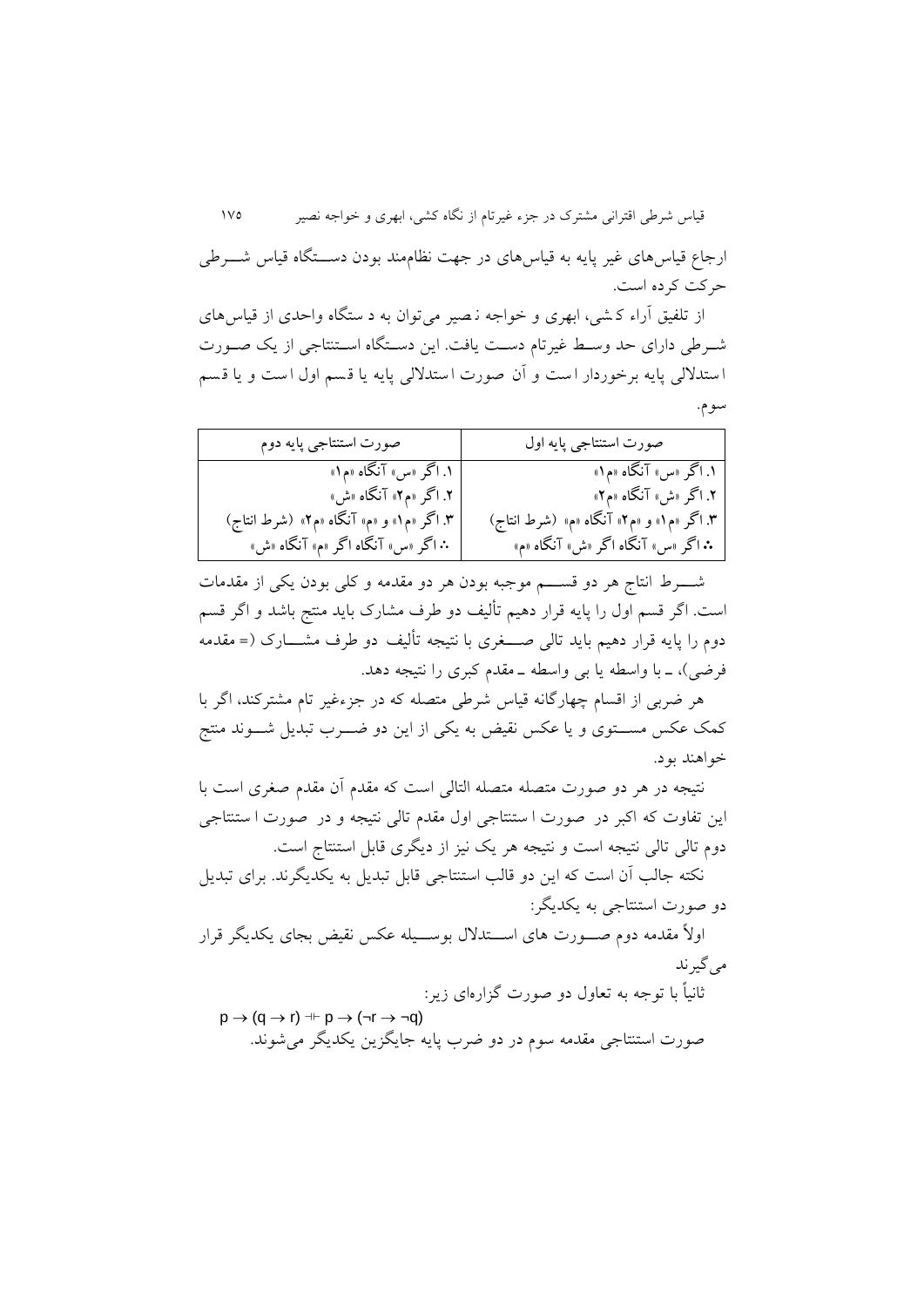ارجاع قیاس‌های غیر پایه به قیاس‌های در جهت نظام‌مند بودن دستگاه قیاس شرطی حرکت کرده است.

از تلفیق آراء کشی، ابهری و خواجه نصیر می‌توان به دستگاه واحدی از قیاس‌های شرطی دارای حد وسط غیرتام دست یافت. این دستگاه استنتاجی از یک صورت استدلالی پایه برخوردار است و آن صورت استدلالی پایه یا قسم اول است و یا قسم سوم.

| صورت استنتاجی پایه اول | صورت استنتاجی پایه دوم |
| --- | --- |
| ۱. اگر «س» آنگاه «م۱» | ۱. اگر «س» آنگاه «م۱» |
| ۲. اگر «ش» آنگاه «م۲» | ۲. اگر «م۲» آنگاه «ش» |
| ۳. اگر «م۱» و «م۲» آنگاه «م» (شرط انتاج) | ۳. اگر «م۱» و «م» آنگاه «م۲» (شرط انتاج) |
| ∴ اگر «س» آنگاه اگر «ش» آنگاه «م» | ∴ اگر «س» آنگاه اگر «م» آنگاه «ش» |

شرط انتاج هر دو قسم موجبه بودن هر دو مقدمه و کلی بودن یکی از مقدمات است. اگر قسم اول را پایه قرار دهیم تألیف دو طرف مشارک باید منتج باشد و اگر قسم دوم را پایه قرار دهیم باید تالی صغری با نتیجه تألیف دو طرف مشارک (= مقدمه فرضی)، ـ با واسطه یا بی واسطه ـ مقدم کبری را نتیجه دهد.

هر ضربی از اقسام چهارگانه قیاس شرطی متصله که در جزءغیر تام مشترکند، اگر با کمک عکس مستوی و یا عکس نقیض به یکی از این دو ضرب تبدیل شوند منتج خواهند بود.

نتیجه در هر دو صورت متصله متصلة التالی است که مقدم آن مقدم صغری است با این تفاوت که اکبر در صورت استنتاجی اول مقدم تالی نتیجه و در صورت استنتاجی دوم تالی تالی نتیجه است و نتیجه هر یک نیز از دیگری قابل استنتاج است.

نکته جالب آن است که این دو قالب استنتاجی قابل تبدیل به یکدیگرند. برای تبدیل دو صورت استنتاجی به یکدیگر:

اولاً مقدمه دوم صورت های استدلال بوسیله عکس نقیض بجای یکدیگر قرار می‌گیرند

ثانیاً با توجه به تعاول دو صورت گزاره‌ای زیر:

$$p \to (q \to r) \dashv\vdash p \to (\neg r \to \neg q)$$

صورت استنتاجی مقدمه سوم در دو ضرب پایه جایگزین یکدیگر می‌شوند.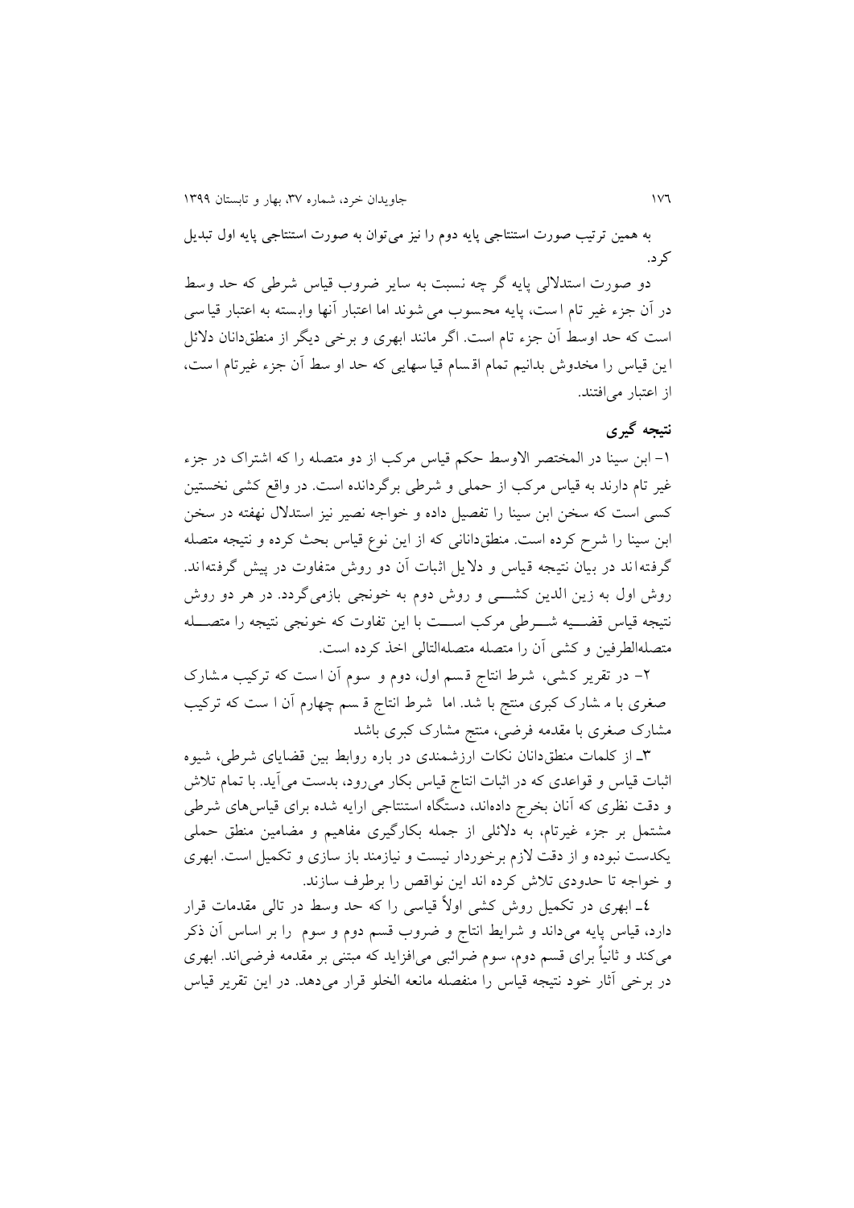به همین ترتیب صورت استنتاجی پایه دوم را نیز می‌توان به صورت استنتاجی پایه اول تبدیل کرد.

دو صورت استدلالی پایه گر چه نسبت به سایر ضروب قیاس شرطی که حد وسط در آن جزء غیر تام است، پایه محسوب می شوند اما اعتبار آنها وابسته به اعتبار قیاسی است که حد اوسط آن جزء تام است. اگر مانند ابهری و برخی دیگر از منطق‌دانان دلائل این قیاس را مخدوش بدانیم تمام اقسام قیاسهایی که حد اوسط آن جزء غیرتام است، از اعتبار می‌افتند.

## نتیجه گیری

۱- ابن سینا در المختصر الاوسط حکم قیاس مرکب از دو متصله را که اشتراک در جزء غیر تام دارند به قیاس مرکب از حملی و شرطی برگردانده است. در واقع کشی نخستین کسی است که سخن ابن سینا را تفصیل داده و خواجه نصیر نیز استدلال نهفته در سخن ابن سینا را شرح کرده است. منطق‌دانانی که از این نوع قیاس بحث کرده و نتیجه متصله گرفته‌اند در بیان نتیجه قیاس و دلایل اثبات آن دو روش متفاوت در پیش گرفته‌اند. روش اول به زین الدین کشی و روش دوم به خونجی بازمی‌گردد. در هر دو روش نتیجه قیاس قضیه شرطی مرکب است با این تفاوت که خونجی نتیجه را متصله متصله‌الطرفین و کشی آن را متصله متصله‌التالی اخذ کرده است.

۲- در تقریر کشی، شرط انتاج قسم اول، دوم و سوم آن است که ترکیب مشارک صغری با مشارک کبری منتج باشد. اما شرط انتاج قسم چهارم آن است که ترکیب مشارک صغری با مقدمه فرضی، منتج مشارک کبری باشد

۳ـ از کلمات منطق‌دانان نکات ارزشمندی در باره روابط بین قضایای شرطی، شیوه اثبات قیاس و قواعدی که در اثبات انتاج قیاس بکار می‌رود، بدست می‌آید. با تمام تلاش و دقت نظری که آنان بخرج داده‌اند، دستگاه استنتاجی ارایه شده برای قیاس‌های شرطی مشتمل بر جزء غیرتام، به دلائلی از جمله بکارگیری مفاهیم و مضامین منطق حملی یکدست نبوده و از دقت لازم برخوردار نیست و نیازمند باز سازی و تکمیل است. ابهری و خواجه تا حدودی تلاش کرده اند این نواقص را برطرف سازند.

۴ـ ابهری در تکمیل روش کشی اولاً قیاسی را که حد وسط در تالی مقدمات قرار دارد، قیاس پایه می‌داند و شرایط انتاج و ضروب قسم دوم و سوم را بر اساس آن ذکر می‌کند و ثانیاً برای قسم دوم، سوم ضرائبی می‌افزاید که مبتنی بر مقدمه فرضی‌اند. ابهری در برخی آثار خود نتیجه قیاس را منفصله مانعه الخلو قرار می‌دهد. در این تقریر قیاس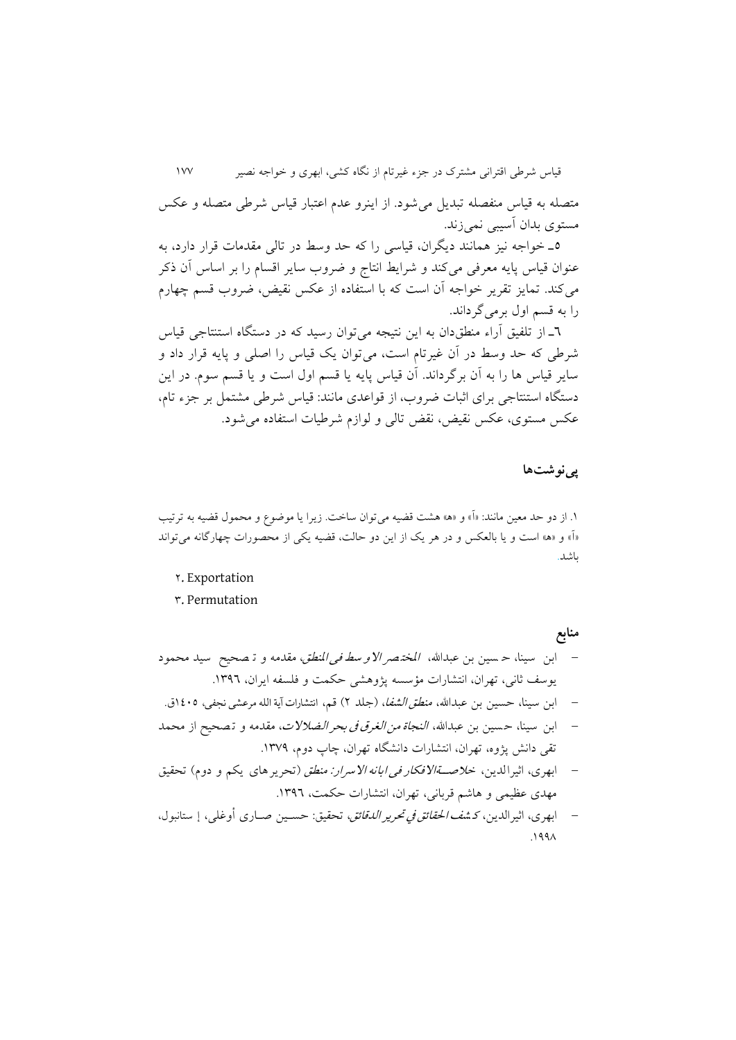متصله به قیاس منفصله تبدیل می‌شود. از اینرو عدم اعتبار قیاس شرطی متصله و عکس مستوی بدان آسیبی نمی‌زند.

۵ـ خواجه نیز همانند دیگران، قیاسی را که حد وسط در تالی مقدمات قرار دارد، به عنوان قیاس پایه معرفی می‌کند و شرایط انتاج و ضروب سایر اقسام را بر اساس آن ذکر می‌کند. تمایز تقریر خواجه آن است که با استفاده از عکس نقیض، ضروب قسم چهارم را به قسم اول برمی‌گرداند.

۶ـ از تلفیق آراء منطق‌دان به این نتیجه می‌توان رسید که در دستگاه استنتاجی قیاس شرطی که حد وسط در آن غیرتام است، می‌توان یک قیاس را اصلی و پایه قرار داد و سایر قیاس ها را به آن برگرداند. آن قیاس پایه یا قسم اول است و یا قسم سوم. در این دستگاه استنتاجی برای اثبات ضروب، از قواعدی مانند: قیاس شرطی مشتمل بر جزء تام، عکس مستوی، عکس نقیض، نقض تالی و لوازم شرطیات استفاده می‌شود.

## پی‌نوشت‌ها

۱. از دو حد معین مانند: «آ» و «ه» هشت قضیه می‌توان ساخت. زیرا یا موضوع و محمول قضیه به ترتیب «آ» و «ه» است و یا بالعکس و در هر یک از این دو حالت، قضیه یکی از محصورات چهارگانه می‌تواند باشد.

۲. Exportation

۳. Permutation

## منابع

- ابن سینا، حسین بن عبدالله، *المختصر الاوسط فی المنطق*، مقدمه و تصحیح سید محمود یوسف ثانی، تهران، انتشارات مؤسسه پژوهشی حکمت و فلسفه ایران، ۱۳۹۶.
- ابن سینا، حسین بن عبدالله، *منطق الشفا*، (جلد ۲) قم، انتشارات آیة الله مرعشی نجفی، ۱۴۰۵ق.
- ابن سینا، حسین بن عبدالله، *النجاة من الغرق فی بحر الضلالات*، مقدمه و تصحیح از محمد تقی دانش پژوه، تهران، انتشارات دانشگاه تهران، چاپ دوم، ۱۳۷۹.
- ابهری، اثیرالدین، *خلاصة الافکار فی ابانه الاسرار: منطق* (تحریرهای یکم و دوم) تحقیق مهدی عظیمی و هاشم قربانی، تهران، انتشارات حکمت، ۱۳۹۶.
- ابهری، اثیرالدین، *کشف الحقائق فی تحریر الدقائق*، تحقیق: حسین صاری أوغلی، إ ستانبول، ۱۹۹۸.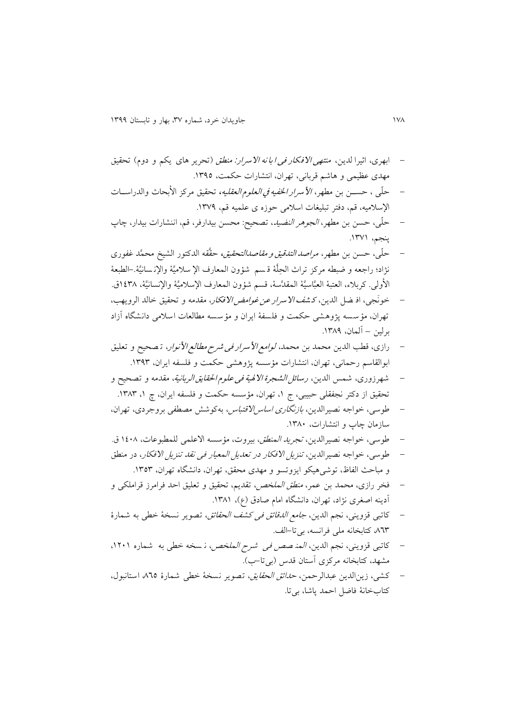- ابهری، اثیرالدین، *منتهی الافکار فی ابانه الاسرار: منطق* (تحریر های یکم و دوم) تحقیق مهدی عظیمی و هاشم قربانی، تهران، انتشارات حکمت، ۱۳۹۵.
- حلّی، حســن بن مطهر، *الأسرار الخفیه فی العلوم العقلیه*، تحقیق مرکز الأبحاث والدراســات الإسلامیه، قم، دفتر تبلیغات اسلامی حوزه ی علمیه قم، ۱۳۷۹.
- حلّی، حسن بن مطهر، *الجوهر النضید*، تصحیح: محسن بیدارفر، قم، اننشارات بیدار، چاپ پنجم، ۱۳۷۱.
- حلّی، حسن بن مطهر، *مراصد التدقیق و مقاصدالتحقیق*، حقّقه الدکتور الشیخ محمَّد غفوری نژاد؛ راجعه و ضبطه مرکز تراث الحِلَّة قسم شؤون المعارف الإسلامیَّة والإنسانیَّة.-الطبعة الأولی. کربلاء، العتبة العبَّاسیَّة المقدَّسة، قسم شؤون المعارف الإسلامیَّة والإنسانیَّة، ۱٤۳۸ق.
- خونَجی، افضل الدین، *کشف الاسرار عن غوامض الافکار*، مقدمه و تحقیق خالد الرویهب، تهران، مؤسسه پژوهشی حکمت و فلسفهٔ ایران و مؤسسه مطالعات اسلامی دانشگاه آزاد برلین – آلمان، ۱۳۸۹.
- رازی، قطب الدین محمد بن محمد، *لوامع الأسرار فی شرح مطالع الأنوار*، تصحیح و تعلیق ابوالقاسم رحمانی، تهران، انتشارات مؤسسه پژوهشی حکمت و فلسفه ایران، ۱۳۹۳.
- شهرزوری، شمس الدین، *رسائل الشجرة الالهیة فی علوم الحقایق الربانیة*، مقدمه و تصحیح و تحقیق از دکتر نجفقلی حبیبی، ج ۱، تهران، مؤسسه حکمت و فلسفه ایران، چ ۱، ۱۳۸۳.
- طوسی، خواجه نصیرالدین، *بازنگاری اساس‌الاقتباس*، به‌کوشش مصطفی بروجردی، تهران، سازمان چاپ و انتشارات، ۱۳۸۰.
- طوسی، خواجه نصیرالدین، *تجرید المنطق*، بیروت، مؤسسه الاعلمی للمطبوعات، ۱٤۰۸ ق.
- طوسی، خواجه نصیرالدین، *تنزیل الافکار در تعدیل المعیار فی نقد تنزیل الافکار*، در منطق و مباحث الفاظ، توشی‌هیکو ایزوتسو و مهدی محقق، تهران، دانشگاه تهران، ۱۳۵۳.
- فخر رازی، محمد بن عمر، *منطق الملخص*، تقدیم، تحقیق و تعلیق احد فرامرز قراملکی و آدینه اصغری نژاد، تهران، دانشگاه امام صادق (ع)، ۱۳۸۱.
- کاتبی قزوینی، نجم الدین، *جامع الدقائق فی کشف الحقائق*، تصویر نسخهٔ خطی به شمارهٔ ۸٦۳ کتابخانه ملی فرانسه، بی‌تا–الف.
- کاتبی قزوینی، نجم الدین، *المنصص فی شرح الملخص*، نسخه خطی به شماره ۱۲۰۱، مشهد، کتابخانه مرکزی آستان قدس (بی‌تا–ب).
- کشی، زین‌الدین عبدالرحمن، *حدائق الحقایق*، تصویر نسخهٔ خطی شمارهٔ ۸٦۵ استانبول، کتاب‌خانهٔ فاضل احمد پاشا، بی‌تا.